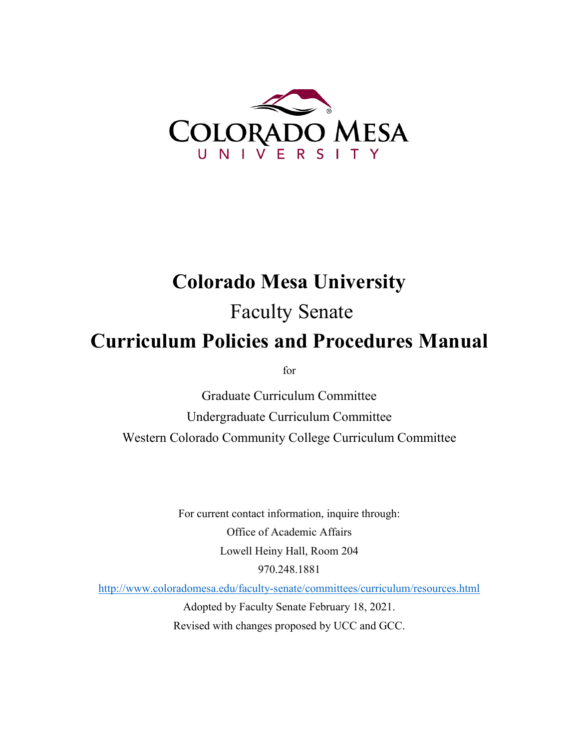# Colorado Mesa University

## Faculty Senate

# Curriculum Policies and Procedures Manual

for

Graduate Curriculum Committee

Undergraduate Curriculum Committee

Western Colorado Community College Curriculum Committee

For current contact information, inquire through:

Office of Academic Affairs

Lowell Heiny Hall, Room 204

970.248.1881

http://www.coloradomesa.edu/faculty-senate/committees/curriculum/resources.html

Adopted by Faculty Senate February 18, 2021.

Revised with changes proposed by UCC and GCC.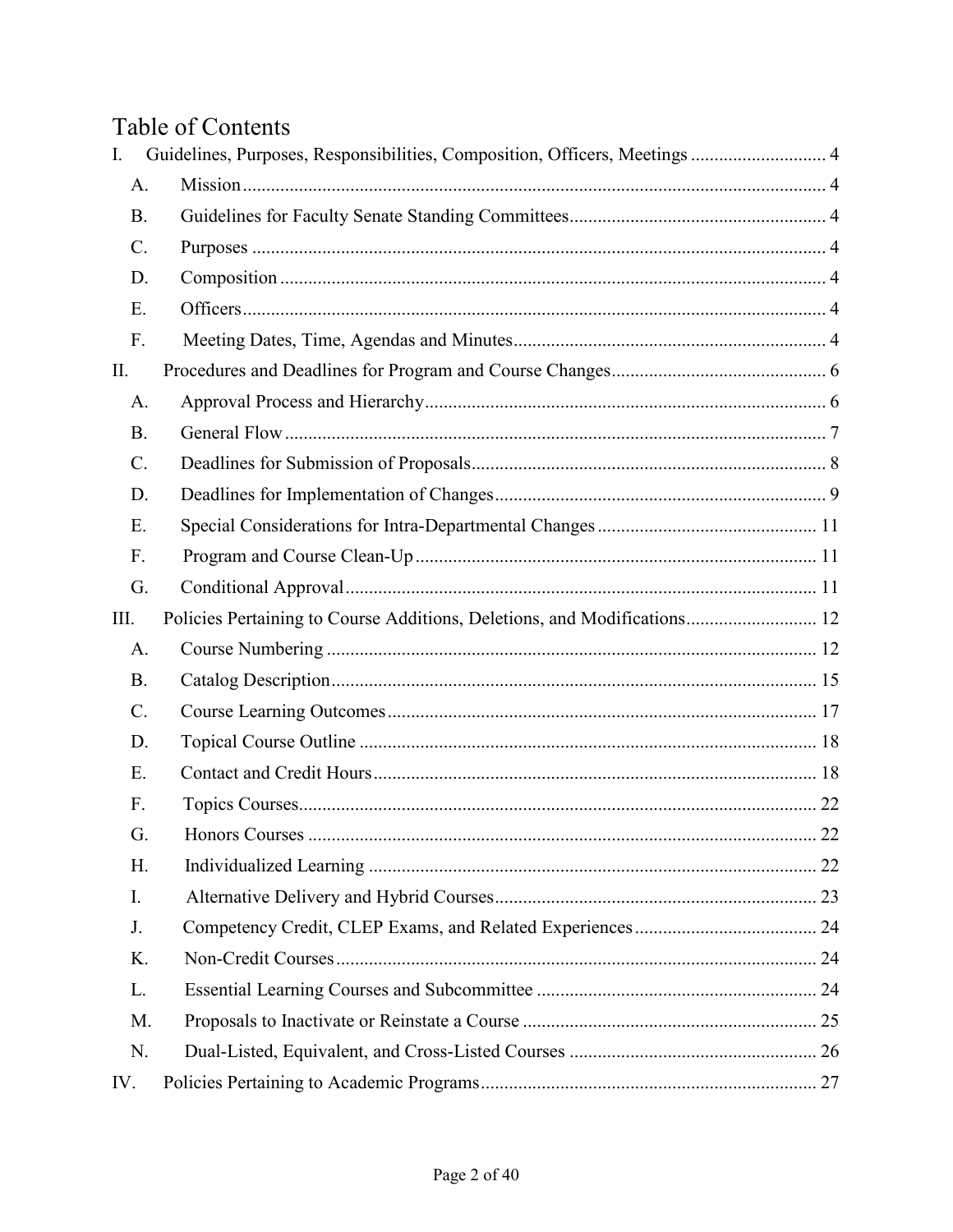# Table of Contents

I. Guidelines, Purposes, Responsibilities, Composition, Officers, Meetings ............................ 4

- A. Mission ............................................................................................................ 4
- B. Guidelines for Faculty Senate Standing Committees...................................................... 4
- C. Purposes .......................................................................................................... 4
- D. Composition .................................................................................................... 4
- E. Officers ........................................................................................................... 4
- F. Meeting Dates, Time, Agendas and Minutes.................................................................. 4

II. Procedures and Deadlines for Program and Course Changes............................................. 6

- A. Approval Process and Hierarchy..................................................................................... 6
- B. General Flow ................................................................................................................. 7
- C. Deadlines for Submission of Proposals........................................................................... 8
- D. Deadlines for Implementation of Changes...................................................................... 9
- E. Special Considerations for Intra-Departmental Changes .............................................. 11
- F. Program and Course Clean-Up ..................................................................................... 11
- G. Conditional Approval .................................................................................................... 11

III. Policies Pertaining to Course Additions, Deletions, and Modifications........................... 12

- A. Course Numbering ........................................................................................................ 12
- B. Catalog Description....................................................................................................... 15
- C. Course Learning Outcomes ........................................................................................... 17
- D. Topical Course Outline ................................................................................................. 18
- E. Contact and Credit Hours .............................................................................................. 18
- F. Topics Courses.............................................................................................................. 22
- G. Honors Courses ............................................................................................................ 22
- H. Individualized Learning ................................................................................................ 22
- I. Alternative Delivery and Hybrid Courses..................................................................... 23
- J. Competency Credit, CLEP Exams, and Related Experiences...................................... 24
- K. Non-Credit Courses ...................................................................................................... 24
- L. Essential Learning Courses and Subcommittee ........................................................... 24
- M. Proposals to Inactivate or Reinstate a Course .............................................................. 25
- N. Dual-Listed, Equivalent, and Cross-Listed Courses .................................................... 26

IV. Policies Pertaining to Academic Programs....................................................................... 27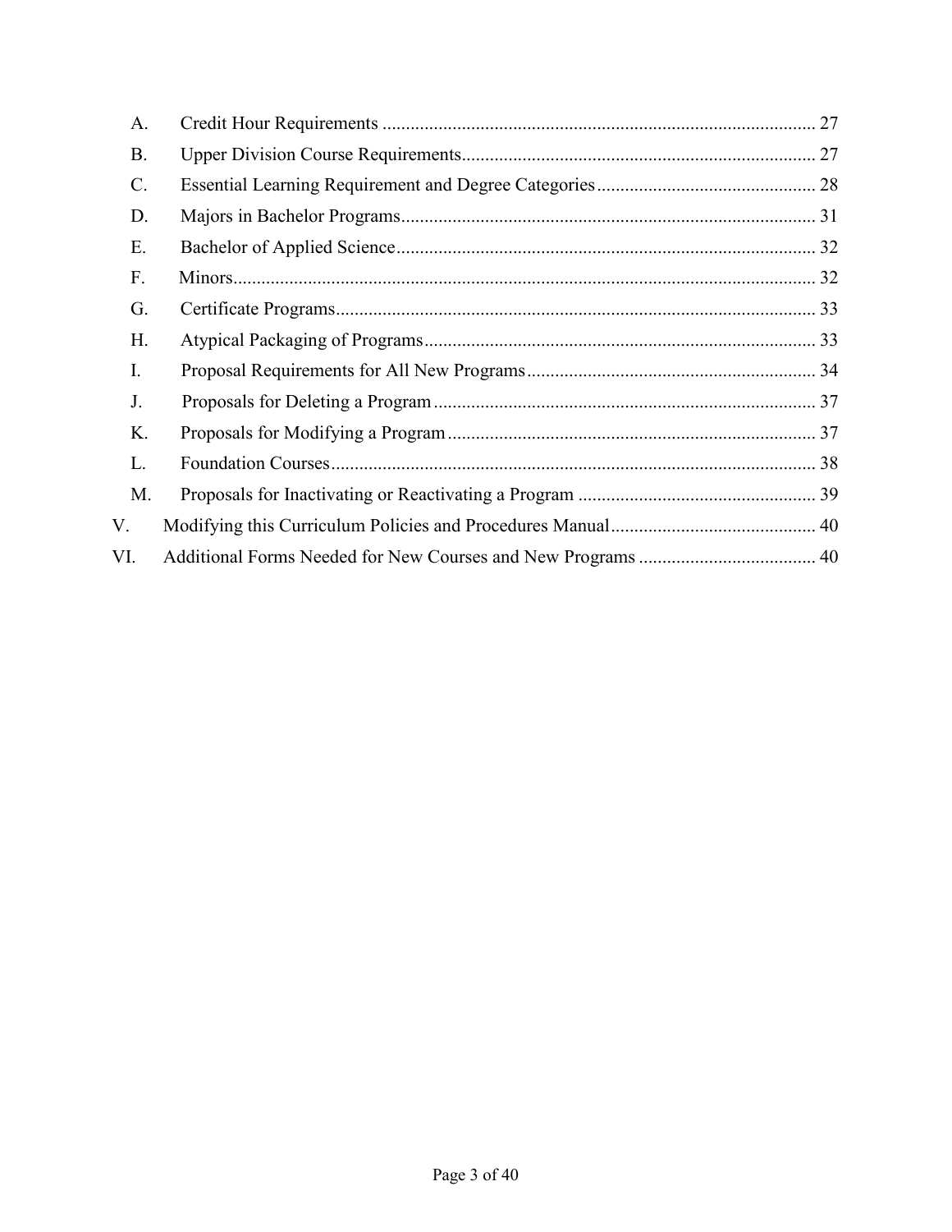A. Credit Hour Requirements ............................................................................................ 27
B. Upper Division Course Requirements........................................................................... 27
C. Essential Learning Requirement and Degree Categories............................................... 28
D. Majors in Bachelor Programs........................................................................................ 31
E. Bachelor of Applied Science......................................................................................... 32
F. Minors............................................................................................................................ 32
G. Certificate Programs...................................................................................................... 33
H. Atypical Packaging of Programs................................................................................... 33
I. Proposal Requirements for All New Programs.............................................................. 34
J. Proposals for Deleting a Program.................................................................................. 37
K. Proposals for Modifying a Program.............................................................................. 37
L. Foundation Courses....................................................................................................... 38
M. Proposals for Inactivating or Reactivating a Program .................................................. 39

V. Modifying this Curriculum Policies and Procedures Manual........................................... 40

VI. Additional Forms Needed for New Courses and New Programs ..................................... 40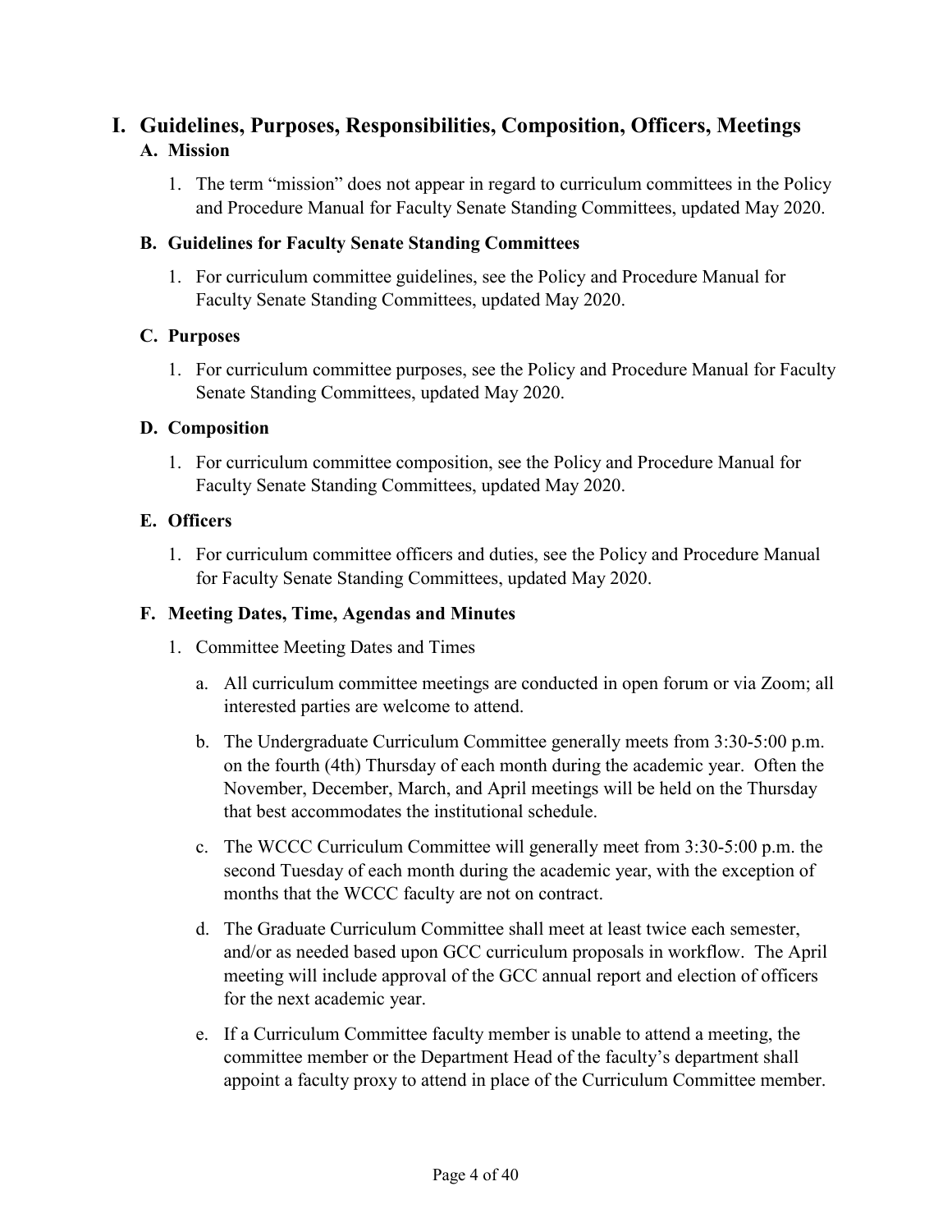# I. Guidelines, Purposes, Responsibilities, Composition, Officers, Meetings

## A. Mission

1. The term "mission" does not appear in regard to curriculum committees in the Policy and Procedure Manual for Faculty Senate Standing Committees, updated May 2020.

## B. Guidelines for Faculty Senate Standing Committees

1. For curriculum committee guidelines, see the Policy and Procedure Manual for Faculty Senate Standing Committees, updated May 2020.

## C. Purposes

1. For curriculum committee purposes, see the Policy and Procedure Manual for Faculty Senate Standing Committees, updated May 2020.

## D. Composition

1. For curriculum committee composition, see the Policy and Procedure Manual for Faculty Senate Standing Committees, updated May 2020.

## E. Officers

1. For curriculum committee officers and duties, see the Policy and Procedure Manual for Faculty Senate Standing Committees, updated May 2020.

## F. Meeting Dates, Time, Agendas and Minutes

1. Committee Meeting Dates and Times
   a. All curriculum committee meetings are conducted in open forum or via Zoom; all interested parties are welcome to attend.
   b. The Undergraduate Curriculum Committee generally meets from 3:30-5:00 p.m. on the fourth (4th) Thursday of each month during the academic year. Often the November, December, March, and April meetings will be held on the Thursday that best accommodates the institutional schedule.
   c. The WCCC Curriculum Committee will generally meet from 3:30-5:00 p.m. the second Tuesday of each month during the academic year, with the exception of months that the WCCC faculty are not on contract.
   d. The Graduate Curriculum Committee shall meet at least twice each semester, and/or as needed based upon GCC curriculum proposals in workflow. The April meeting will include approval of the GCC annual report and election of officers for the next academic year.
   e. If a Curriculum Committee faculty member is unable to attend a meeting, the committee member or the Department Head of the faculty's department shall appoint a faculty proxy to attend in place of the Curriculum Committee member.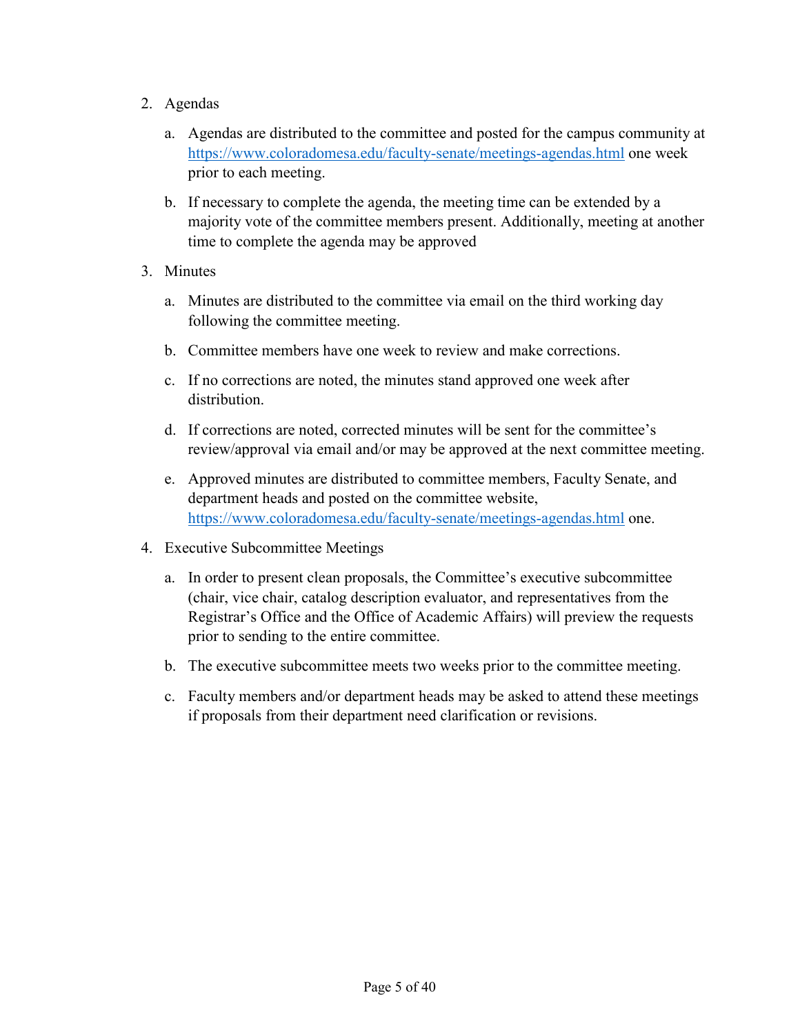2. Agendas

   a. Agendas are distributed to the committee and posted for the campus community at https://www.coloradomesa.edu/faculty-senate/meetings-agendas.html one week prior to each meeting.

   b. If necessary to complete the agenda, the meeting time can be extended by a majority vote of the committee members present. Additionally, meeting at another time to complete the agenda may be approved

3. Minutes

   a. Minutes are distributed to the committee via email on the third working day following the committee meeting.

   b. Committee members have one week to review and make corrections.

   c. If no corrections are noted, the minutes stand approved one week after distribution.

   d. If corrections are noted, corrected minutes will be sent for the committee's review/approval via email and/or may be approved at the next committee meeting.

   e. Approved minutes are distributed to committee members, Faculty Senate, and department heads and posted on the committee website, https://www.coloradomesa.edu/faculty-senate/meetings-agendas.html one.

4. Executive Subcommittee Meetings

   a. In order to present clean proposals, the Committee's executive subcommittee (chair, vice chair, catalog description evaluator, and representatives from the Registrar's Office and the Office of Academic Affairs) will preview the requests prior to sending to the entire committee.

   b. The executive subcommittee meets two weeks prior to the committee meeting.

   c. Faculty members and/or department heads may be asked to attend these meetings if proposals from their department need clarification or revisions.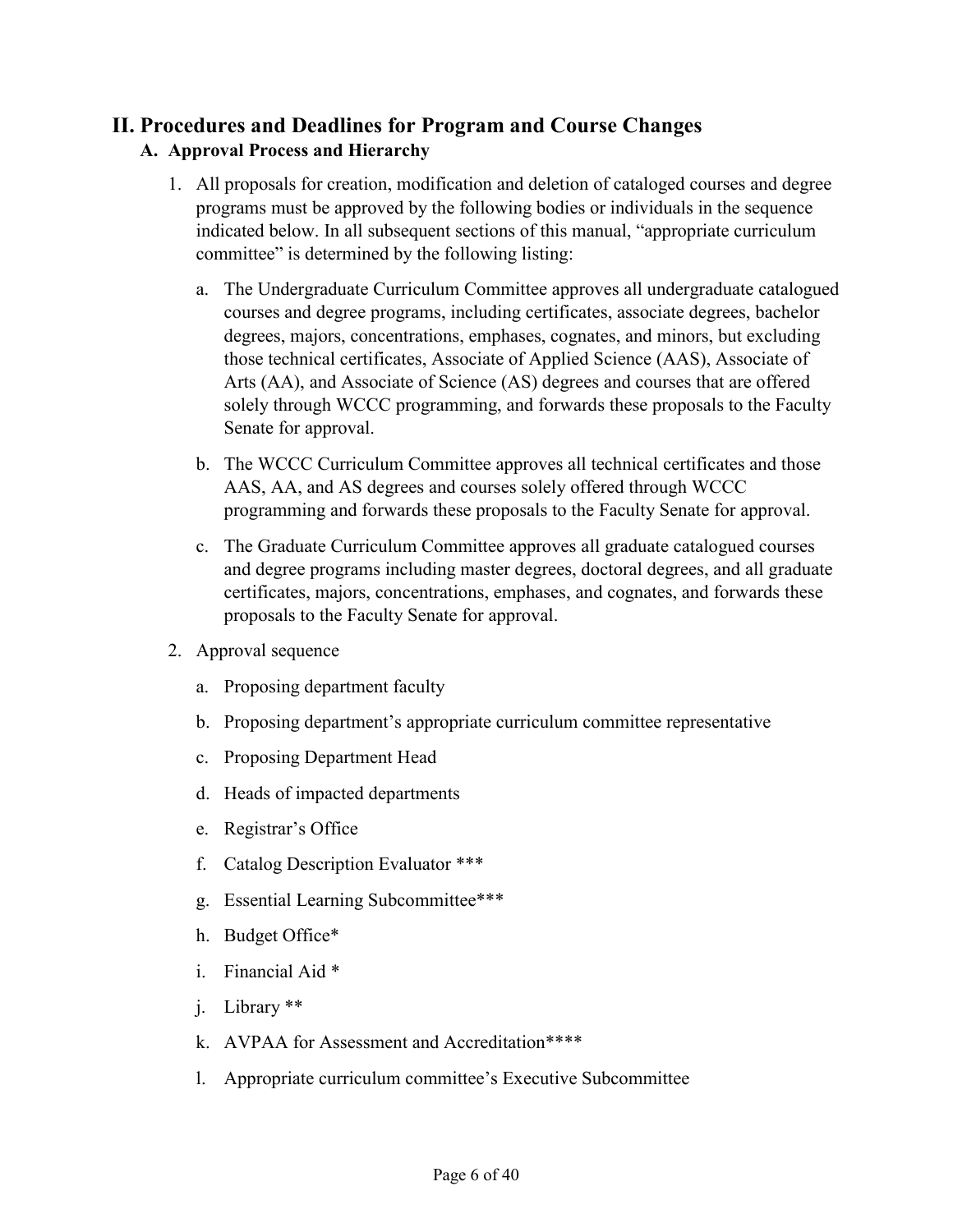# II. Procedures and Deadlines for Program and Course Changes

## A. Approval Process and Hierarchy

1. All proposals for creation, modification and deletion of cataloged courses and degree programs must be approved by the following bodies or individuals in the sequence indicated below. In all subsequent sections of this manual, "appropriate curriculum committee" is determined by the following listing:

   a. The Undergraduate Curriculum Committee approves all undergraduate catalogued courses and degree programs, including certificates, associate degrees, bachelor degrees, majors, concentrations, emphases, cognates, and minors, but excluding those technical certificates, Associate of Applied Science (AAS), Associate of Arts (AA), and Associate of Science (AS) degrees and courses that are offered solely through WCCC programming, and forwards these proposals to the Faculty Senate for approval.

   b. The WCCC Curriculum Committee approves all technical certificates and those AAS, AA, and AS degrees and courses solely offered through WCCC programming and forwards these proposals to the Faculty Senate for approval.

   c. The Graduate Curriculum Committee approves all graduate catalogued courses and degree programs including master degrees, doctoral degrees, and all graduate certificates, majors, concentrations, emphases, and cognates, and forwards these proposals to the Faculty Senate for approval.

2. Approval sequence

   a. Proposing department faculty

   b. Proposing department's appropriate curriculum committee representative

   c. Proposing Department Head

   d. Heads of impacted departments

   e. Registrar's Office

   f. Catalog Description Evaluator ***

   g. Essential Learning Subcommittee***

   h. Budget Office*

   i. Financial Aid *

   j. Library **

   k. AVPAA for Assessment and Accreditation****

   l. Appropriate curriculum committee's Executive Subcommittee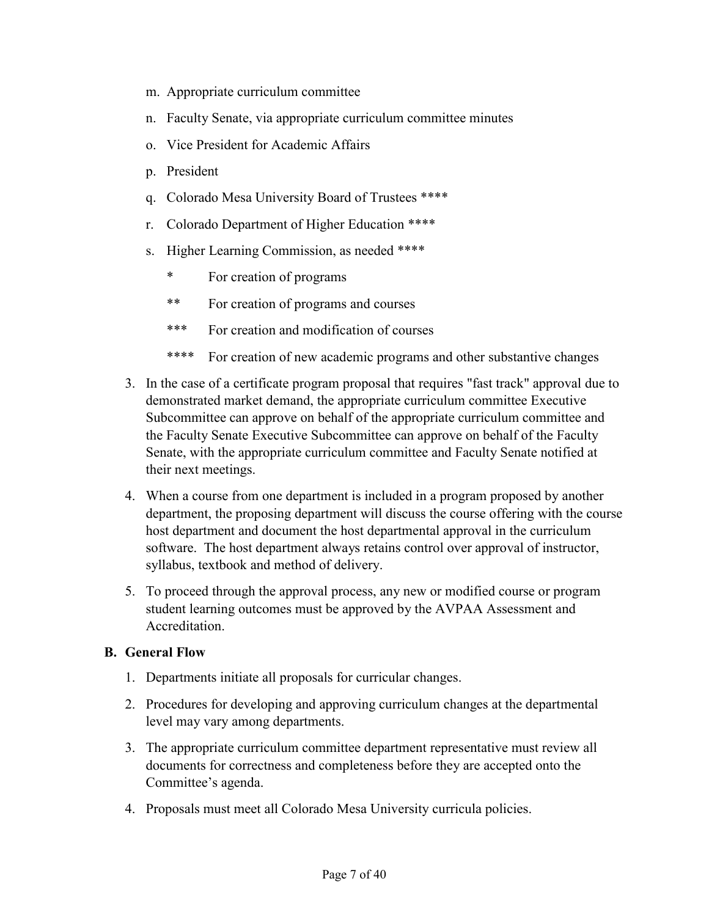m. Appropriate curriculum committee

n. Faculty Senate, via appropriate curriculum committee minutes

o. Vice President for Academic Affairs

p. President

q. Colorado Mesa University Board of Trustees ****

r. Colorado Department of Higher Education ****

s. Higher Learning Commission, as needed ****

   * For creation of programs

   ** For creation of programs and courses

   *** For creation and modification of courses

   **** For creation of new academic programs and other substantive changes

3. In the case of a certificate program proposal that requires "fast track" approval due to demonstrated market demand, the appropriate curriculum committee Executive Subcommittee can approve on behalf of the appropriate curriculum committee and the Faculty Senate Executive Subcommittee can approve on behalf of the Faculty Senate, with the appropriate curriculum committee and Faculty Senate notified at their next meetings.

4. When a course from one department is included in a program proposed by another department, the proposing department will discuss the course offering with the course host department and document the host departmental approval in the curriculum software. The host department always retains control over approval of instructor, syllabus, textbook and method of delivery.

5. To proceed through the approval process, any new or modified course or program student learning outcomes must be approved by the AVPAA Assessment and Accreditation.

## B. General Flow

1. Departments initiate all proposals for curricular changes.

2. Procedures for developing and approving curriculum changes at the departmental level may vary among departments.

3. The appropriate curriculum committee department representative must review all documents for correctness and completeness before they are accepted onto the Committee's agenda.

4. Proposals must meet all Colorado Mesa University curricula policies.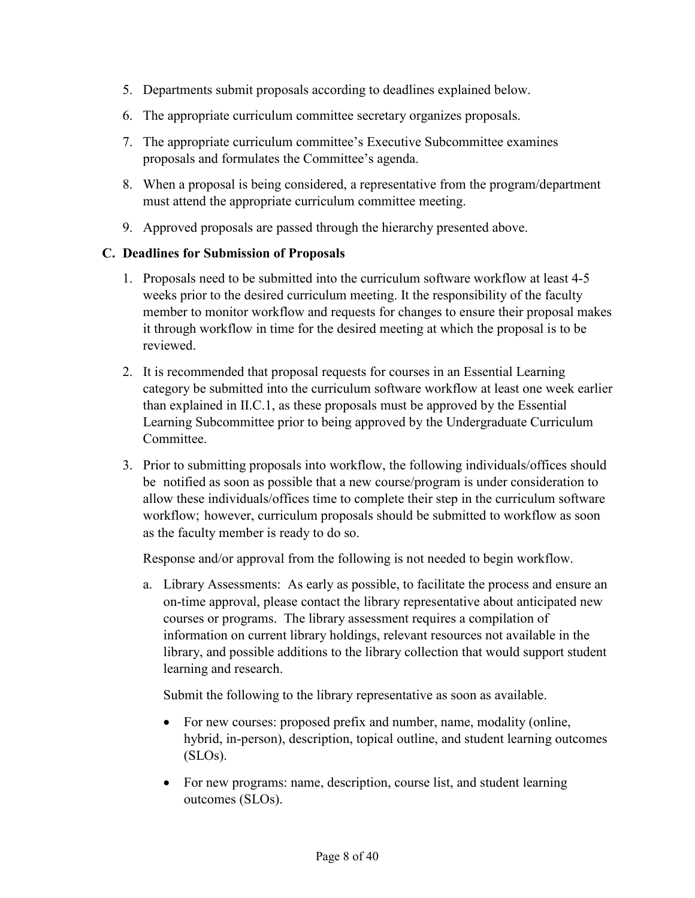5. Departments submit proposals according to deadlines explained below.
6. The appropriate curriculum committee secretary organizes proposals.
7. The appropriate curriculum committee's Executive Subcommittee examines proposals and formulates the Committee's agenda.
8. When a proposal is being considered, a representative from the program/department must attend the appropriate curriculum committee meeting.
9. Approved proposals are passed through the hierarchy presented above.

### C. Deadlines for Submission of Proposals

1. Proposals need to be submitted into the curriculum software workflow at least 4-5 weeks prior to the desired curriculum meeting. It the responsibility of the faculty member to monitor workflow and requests for changes to ensure their proposal makes it through workflow in time for the desired meeting at which the proposal is to be reviewed.
2. It is recommended that proposal requests for courses in an Essential Learning category be submitted into the curriculum software workflow at least one week earlier than explained in II.C.1, as these proposals must be approved by the Essential Learning Subcommittee prior to being approved by the Undergraduate Curriculum Committee.
3. Prior to submitting proposals into workflow, the following individuals/offices should be notified as soon as possible that a new course/program is under consideration to allow these individuals/offices time to complete their step in the curriculum software workflow; however, curriculum proposals should be submitted to workflow as soon as the faculty member is ready to do so.

   Response and/or approval from the following is not needed to begin workflow.

   a. Library Assessments: As early as possible, to facilitate the process and ensure an on-time approval, please contact the library representative about anticipated new courses or programs. The library assessment requires a compilation of information on current library holdings, relevant resources not available in the library, and possible additions to the library collection that would support student learning and research.

      Submit the following to the library representative as soon as available.

      - For new courses: proposed prefix and number, name, modality (online, hybrid, in-person), description, topical outline, and student learning outcomes (SLOs).
      - For new programs: name, description, course list, and student learning outcomes (SLOs).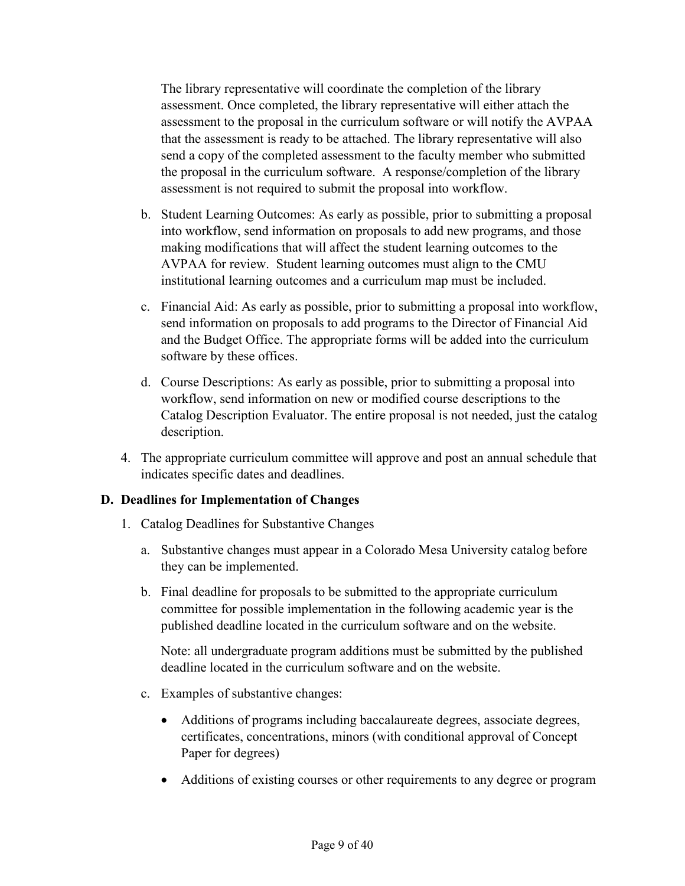The library representative will coordinate the completion of the library assessment. Once completed, the library representative will either attach the assessment to the proposal in the curriculum software or will notify the AVPAA that the assessment is ready to be attached. The library representative will also send a copy of the completed assessment to the faculty member who submitted the proposal in the curriculum software. A response/completion of the library assessment is not required to submit the proposal into workflow.

b. Student Learning Outcomes: As early as possible, prior to submitting a proposal into workflow, send information on proposals to add new programs, and those making modifications that will affect the student learning outcomes to the AVPAA for review. Student learning outcomes must align to the CMU institutional learning outcomes and a curriculum map must be included.

c. Financial Aid: As early as possible, prior to submitting a proposal into workflow, send information on proposals to add programs to the Director of Financial Aid and the Budget Office. The appropriate forms will be added into the curriculum software by these offices.

d. Course Descriptions: As early as possible, prior to submitting a proposal into workflow, send information on new or modified course descriptions to the Catalog Description Evaluator. The entire proposal is not needed, just the catalog description.

4. The appropriate curriculum committee will approve and post an annual schedule that indicates specific dates and deadlines.

### D. Deadlines for Implementation of Changes

1. Catalog Deadlines for Substantive Changes

   a. Substantive changes must appear in a Colorado Mesa University catalog before they can be implemented.

   b. Final deadline for proposals to be submitted to the appropriate curriculum committee for possible implementation in the following academic year is the published deadline located in the curriculum software and on the website.

   Note: all undergraduate program additions must be submitted by the published deadline located in the curriculum software and on the website.

   c. Examples of substantive changes:

   - Additions of programs including baccalaureate degrees, associate degrees, certificates, concentrations, minors (with conditional approval of Concept Paper for degrees)
   - Additions of existing courses or other requirements to any degree or program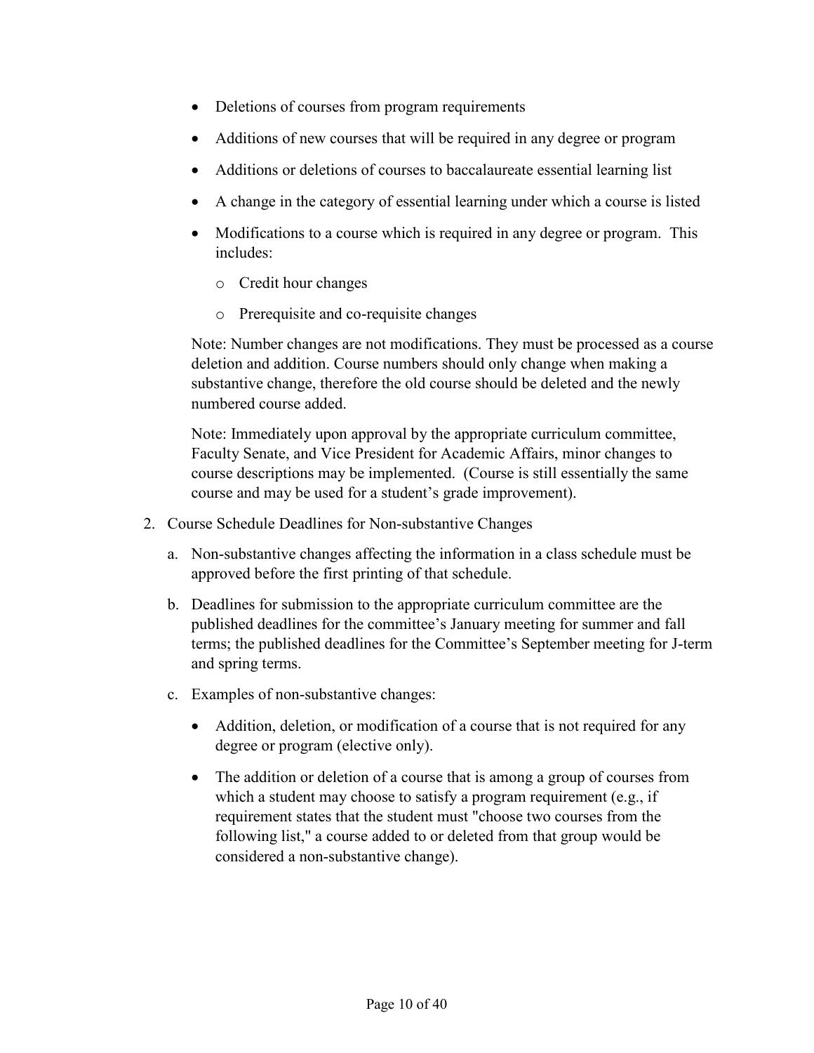- Deletions of courses from program requirements
- Additions of new courses that will be required in any degree or program
- Additions or deletions of courses to baccalaureate essential learning list
- A change in the category of essential learning under which a course is listed
- Modifications to a course which is required in any degree or program. This includes:
    - Credit hour changes
    - Prerequisite and co-requisite changes

  Note: Number changes are not modifications. They must be processed as a course deletion and addition. Course numbers should only change when making a substantive change, therefore the old course should be deleted and the newly numbered course added.

  Note: Immediately upon approval by the appropriate curriculum committee, Faculty Senate, and Vice President for Academic Affairs, minor changes to course descriptions may be implemented. (Course is still essentially the same course and may be used for a student's grade improvement).

2. Course Schedule Deadlines for Non-substantive Changes

    a. Non-substantive changes affecting the information in a class schedule must be approved before the first printing of that schedule.

    b. Deadlines for submission to the appropriate curriculum committee are the published deadlines for the committee's January meeting for summer and fall terms; the published deadlines for the Committee's September meeting for J-term and spring terms.

    c. Examples of non-substantive changes:

    - Addition, deletion, or modification of a course that is not required for any degree or program (elective only).
    - The addition or deletion of a course that is among a group of courses from which a student may choose to satisfy a program requirement (e.g., if requirement states that the student must "choose two courses from the following list," a course added to or deleted from that group would be considered a non-substantive change).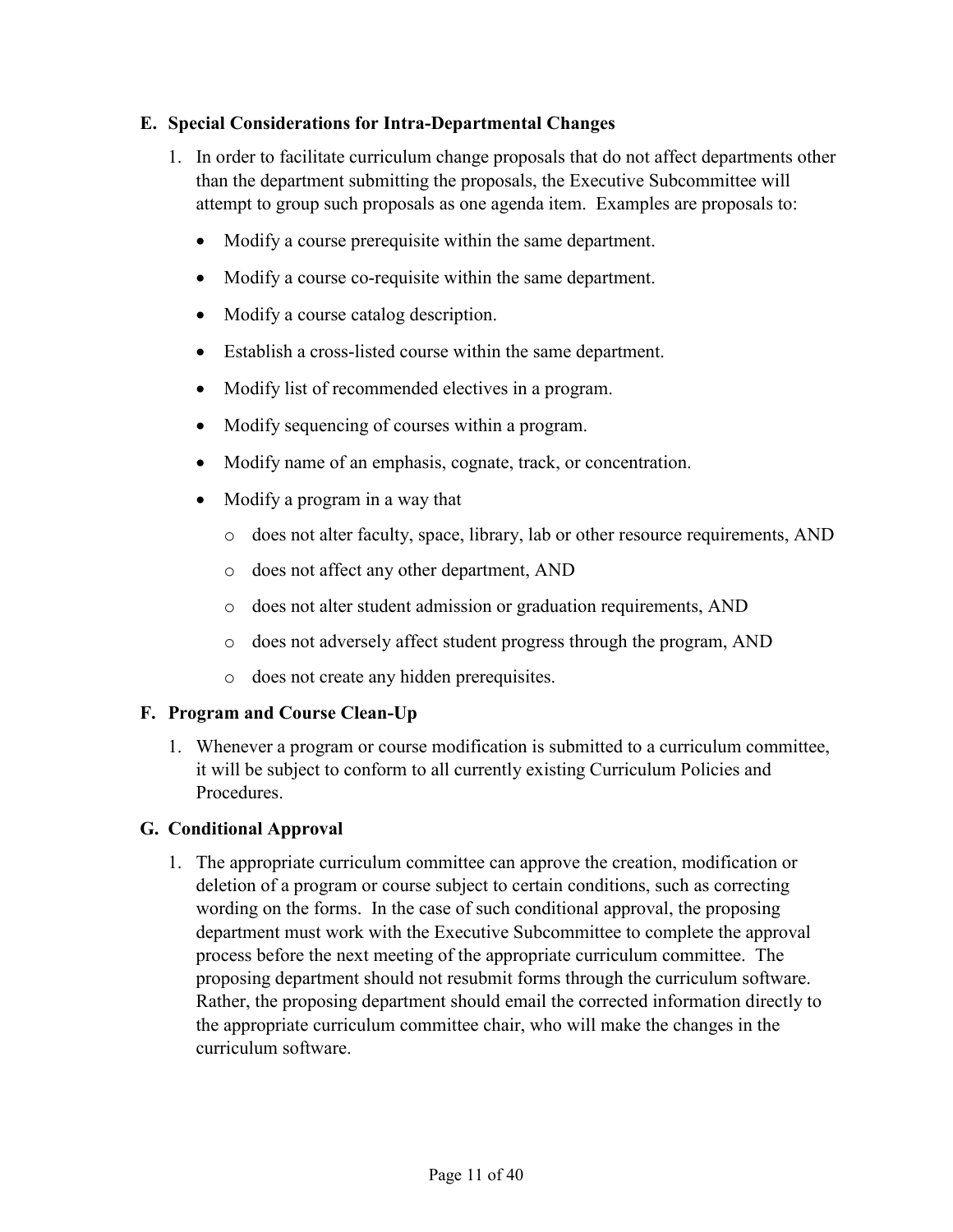## E. Special Considerations for Intra-Departmental Changes

1. In order to facilitate curriculum change proposals that do not affect departments other than the department submitting the proposals, the Executive Subcommittee will attempt to group such proposals as one agenda item. Examples are proposals to:

   - Modify a course prerequisite within the same department.
   - Modify a course co-requisite within the same department.
   - Modify a course catalog description.
   - Establish a cross-listed course within the same department.
   - Modify list of recommended electives in a program.
   - Modify sequencing of courses within a program.
   - Modify name of an emphasis, cognate, track, or concentration.
   - Modify a program in a way that
     - does not alter faculty, space, library, lab or other resource requirements, AND
     - does not affect any other department, AND
     - does not alter student admission or graduation requirements, AND
     - does not adversely affect student progress through the program, AND
     - does not create any hidden prerequisites.

## F. Program and Course Clean-Up

1. Whenever a program or course modification is submitted to a curriculum committee, it will be subject to conform to all currently existing Curriculum Policies and Procedures.

## G. Conditional Approval

1. The appropriate curriculum committee can approve the creation, modification or deletion of a program or course subject to certain conditions, such as correcting wording on the forms. In the case of such conditional approval, the proposing department must work with the Executive Subcommittee to complete the approval process before the next meeting of the appropriate curriculum committee. The proposing department should not resubmit forms through the curriculum software. Rather, the proposing department should email the corrected information directly to the appropriate curriculum committee chair, who will make the changes in the curriculum software.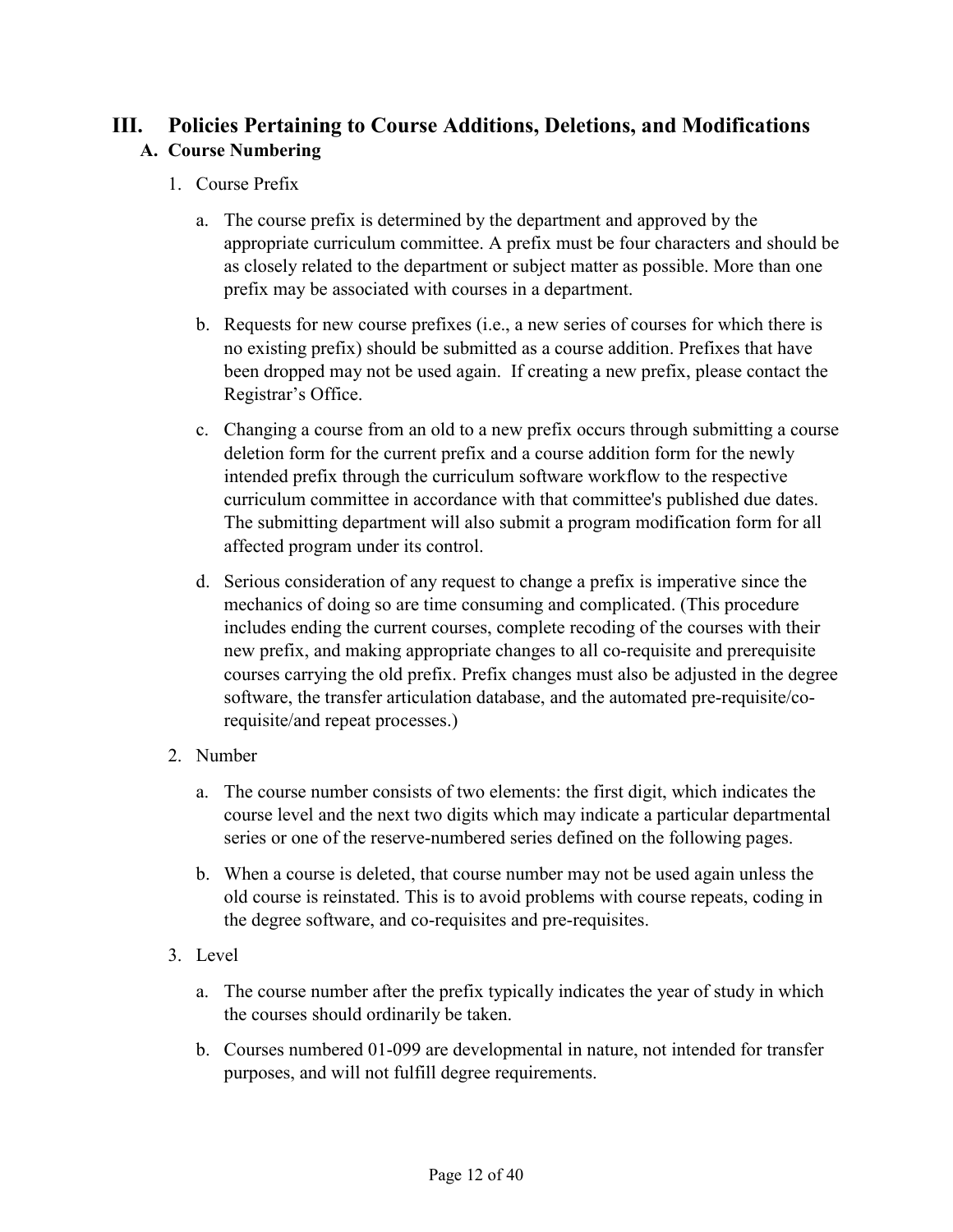# III. Policies Pertaining to Course Additions, Deletions, and Modifications

## A. Course Numbering

1. Course Prefix

   a. The course prefix is determined by the department and approved by the appropriate curriculum committee. A prefix must be four characters and should be as closely related to the department or subject matter as possible. More than one prefix may be associated with courses in a department.

   b. Requests for new course prefixes (i.e., a new series of courses for which there is no existing prefix) should be submitted as a course addition. Prefixes that have been dropped may not be used again. If creating a new prefix, please contact the Registrar's Office.

   c. Changing a course from an old to a new prefix occurs through submitting a course deletion form for the current prefix and a course addition form for the newly intended prefix through the curriculum software workflow to the respective curriculum committee in accordance with that committee's published due dates. The submitting department will also submit a program modification form for all affected program under its control.

   d. Serious consideration of any request to change a prefix is imperative since the mechanics of doing so are time consuming and complicated. (This procedure includes ending the current courses, complete recoding of the courses with their new prefix, and making appropriate changes to all co-requisite and prerequisite courses carrying the old prefix. Prefix changes must also be adjusted in the degree software, the transfer articulation database, and the automated pre-requisite/co-requisite/and repeat processes.)

2. Number

   a. The course number consists of two elements: the first digit, which indicates the course level and the next two digits which may indicate a particular departmental series or one of the reserve-numbered series defined on the following pages.

   b. When a course is deleted, that course number may not be used again unless the old course is reinstated. This is to avoid problems with course repeats, coding in the degree software, and co-requisites and pre-requisites.

3. Level

   a. The course number after the prefix typically indicates the year of study in which the courses should ordinarily be taken.

   b. Courses numbered 01-099 are developmental in nature, not intended for transfer purposes, and will not fulfill degree requirements.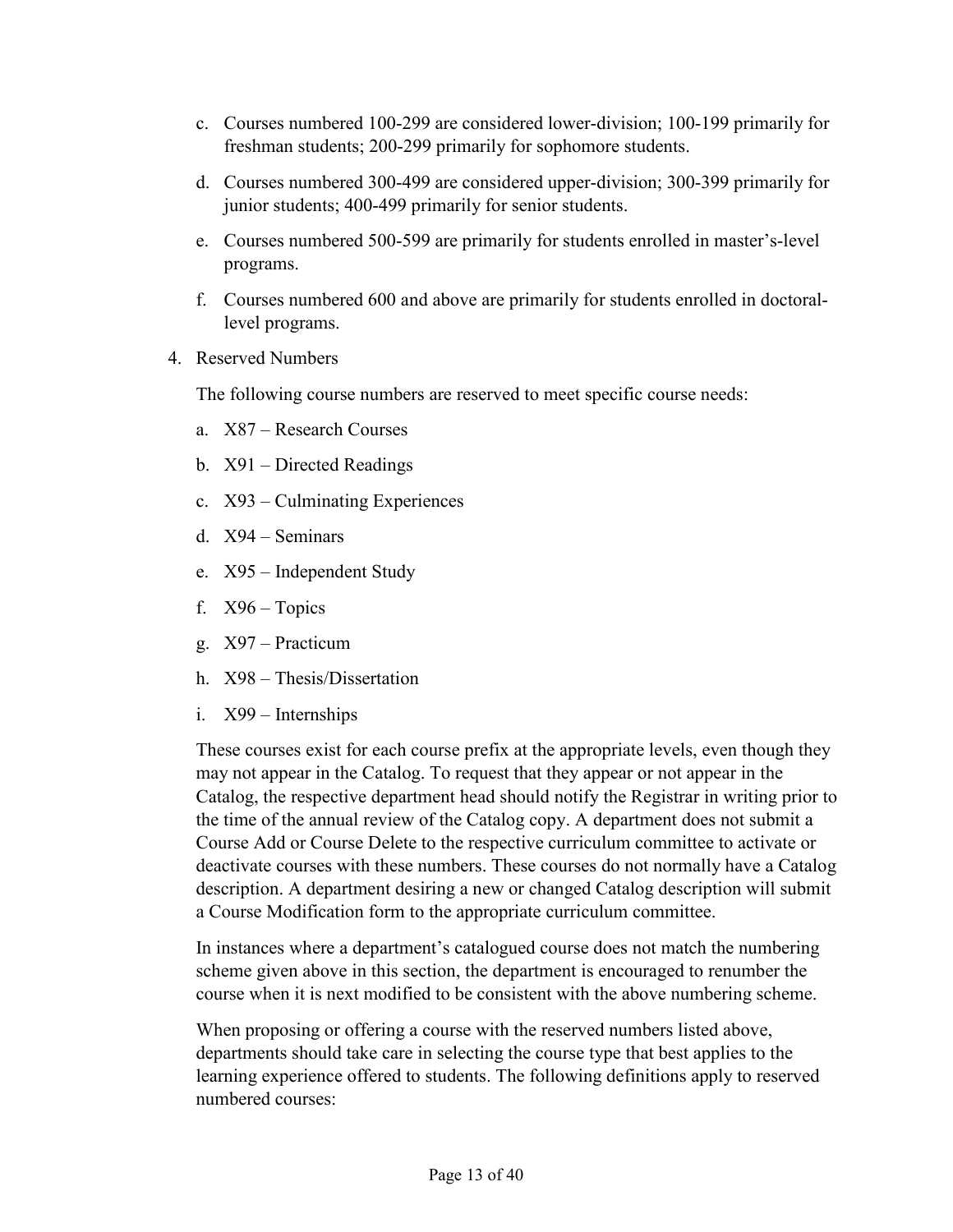c. Courses numbered 100-299 are considered lower-division; 100-199 primarily for freshman students; 200-299 primarily for sophomore students.

d. Courses numbered 300-499 are considered upper-division; 300-399 primarily for junior students; 400-499 primarily for senior students.

e. Courses numbered 500-599 are primarily for students enrolled in master's-level programs.

f. Courses numbered 600 and above are primarily for students enrolled in doctoral-level programs.

4. Reserved Numbers

   The following course numbers are reserved to meet specific course needs:

   a. X87 – Research Courses
   b. X91 – Directed Readings
   c. X93 – Culminating Experiences
   d. X94 – Seminars
   e. X95 – Independent Study
   f. X96 – Topics
   g. X97 – Practicum
   h. X98 – Thesis/Dissertation
   i. X99 – Internships

   These courses exist for each course prefix at the appropriate levels, even though they may not appear in the Catalog. To request that they appear or not appear in the Catalog, the respective department head should notify the Registrar in writing prior to the time of the annual review of the Catalog copy. A department does not submit a Course Add or Course Delete to the respective curriculum committee to activate or deactivate courses with these numbers. These courses do not normally have a Catalog description. A department desiring a new or changed Catalog description will submit a Course Modification form to the appropriate curriculum committee.

   In instances where a department's catalogued course does not match the numbering scheme given above in this section, the department is encouraged to renumber the course when it is next modified to be consistent with the above numbering scheme.

   When proposing or offering a course with the reserved numbers listed above, departments should take care in selecting the course type that best applies to the learning experience offered to students. The following definitions apply to reserved numbered courses: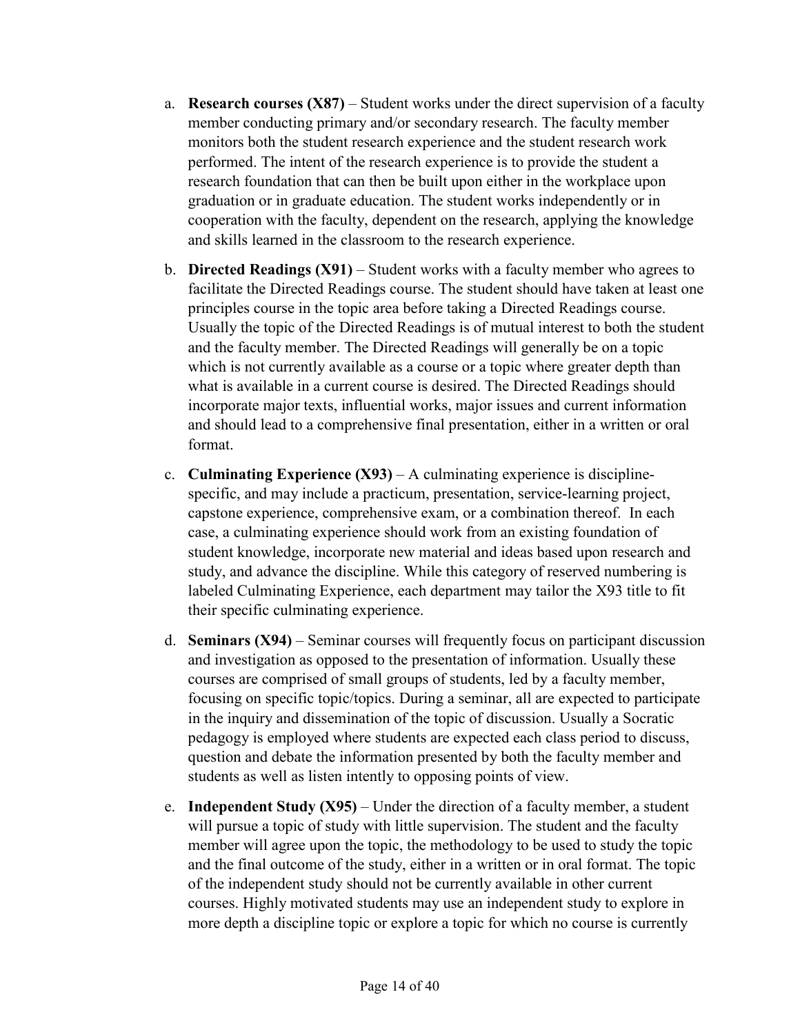a. **Research courses (X87)** – Student works under the direct supervision of a faculty member conducting primary and/or secondary research. The faculty member monitors both the student research experience and the student research work performed. The intent of the research experience is to provide the student a research foundation that can then be built upon either in the workplace upon graduation or in graduate education. The student works independently or in cooperation with the faculty, dependent on the research, applying the knowledge and skills learned in the classroom to the research experience.

b. **Directed Readings (X91)** – Student works with a faculty member who agrees to facilitate the Directed Readings course. The student should have taken at least one principles course in the topic area before taking a Directed Readings course. Usually the topic of the Directed Readings is of mutual interest to both the student and the faculty member. The Directed Readings will generally be on a topic which is not currently available as a course or a topic where greater depth than what is available in a current course is desired. The Directed Readings should incorporate major texts, influential works, major issues and current information and should lead to a comprehensive final presentation, either in a written or oral format.

c. **Culminating Experience (X93)** – A culminating experience is discipline-specific, and may include a practicum, presentation, service-learning project, capstone experience, comprehensive exam, or a combination thereof. In each case, a culminating experience should work from an existing foundation of student knowledge, incorporate new material and ideas based upon research and study, and advance the discipline. While this category of reserved numbering is labeled Culminating Experience, each department may tailor the X93 title to fit their specific culminating experience.

d. **Seminars (X94)** – Seminar courses will frequently focus on participant discussion and investigation as opposed to the presentation of information. Usually these courses are comprised of small groups of students, led by a faculty member, focusing on specific topic/topics. During a seminar, all are expected to participate in the inquiry and dissemination of the topic of discussion. Usually a Socratic pedagogy is employed where students are expected each class period to discuss, question and debate the information presented by both the faculty member and students as well as listen intently to opposing points of view.

e. **Independent Study (X95)** – Under the direction of a faculty member, a student will pursue a topic of study with little supervision. The student and the faculty member will agree upon the topic, the methodology to be used to study the topic and the final outcome of the study, either in a written or in oral format. The topic of the independent study should not be currently available in other current courses. Highly motivated students may use an independent study to explore in more depth a discipline topic or explore a topic for which no course is currently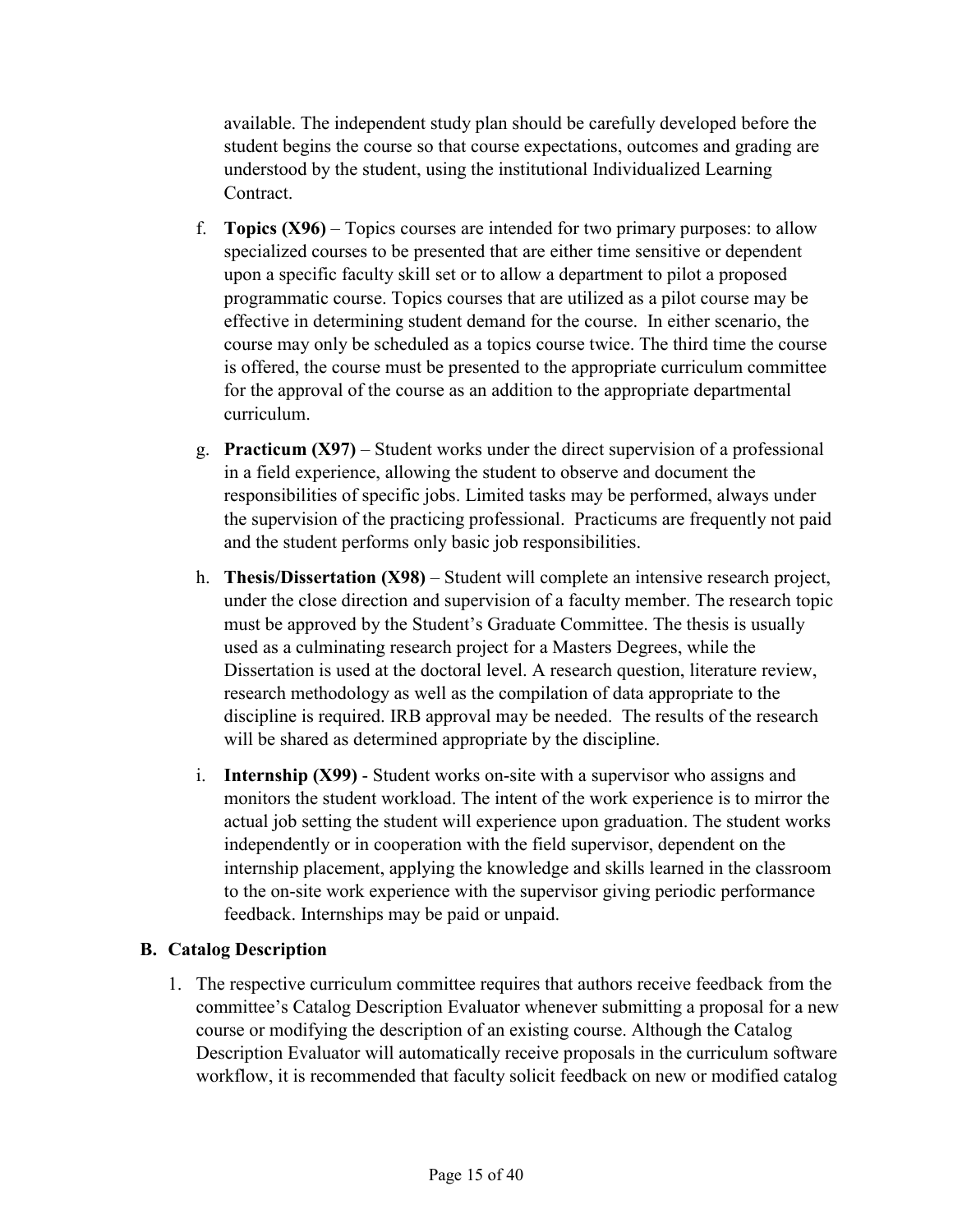available. The independent study plan should be carefully developed before the student begins the course so that course expectations, outcomes and grading are understood by the student, using the institutional Individualized Learning Contract.

f. **Topics (X96)** – Topics courses are intended for two primary purposes: to allow specialized courses to be presented that are either time sensitive or dependent upon a specific faculty skill set or to allow a department to pilot a proposed programmatic course. Topics courses that are utilized as a pilot course may be effective in determining student demand for the course. In either scenario, the course may only be scheduled as a topics course twice. The third time the course is offered, the course must be presented to the appropriate curriculum committee for the approval of the course as an addition to the appropriate departmental curriculum.

g. **Practicum (X97)** – Student works under the direct supervision of a professional in a field experience, allowing the student to observe and document the responsibilities of specific jobs. Limited tasks may be performed, always under the supervision of the practicing professional. Practicums are frequently not paid and the student performs only basic job responsibilities.

h. **Thesis/Dissertation (X98)** – Student will complete an intensive research project, under the close direction and supervision of a faculty member. The research topic must be approved by the Student's Graduate Committee. The thesis is usually used as a culminating research project for a Masters Degrees, while the Dissertation is used at the doctoral level. A research question, literature review, research methodology as well as the compilation of data appropriate to the discipline is required. IRB approval may be needed. The results of the research will be shared as determined appropriate by the discipline.

i. **Internship (X99)** - Student works on-site with a supervisor who assigns and monitors the student workload. The intent of the work experience is to mirror the actual job setting the student will experience upon graduation. The student works independently or in cooperation with the field supervisor, dependent on the internship placement, applying the knowledge and skills learned in the classroom to the on-site work experience with the supervisor giving periodic performance feedback. Internships may be paid or unpaid.

## B. Catalog Description

1. The respective curriculum committee requires that authors receive feedback from the committee's Catalog Description Evaluator whenever submitting a proposal for a new course or modifying the description of an existing course. Although the Catalog Description Evaluator will automatically receive proposals in the curriculum software workflow, it is recommended that faculty solicit feedback on new or modified catalog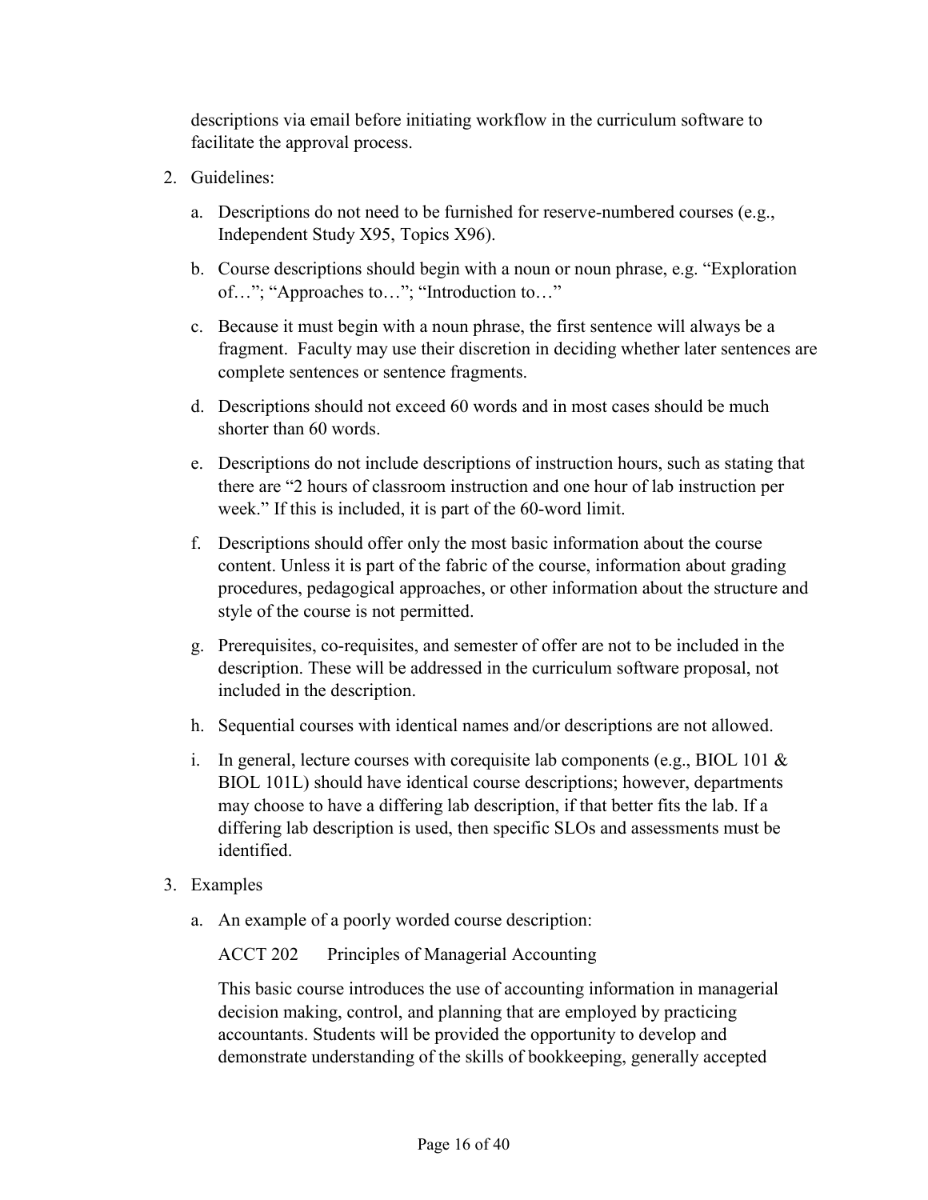descriptions via email before initiating workflow in the curriculum software to facilitate the approval process.

2. Guidelines:

   a. Descriptions do not need to be furnished for reserve-numbered courses (e.g., Independent Study X95, Topics X96).

   b. Course descriptions should begin with a noun or noun phrase, e.g. "Exploration of…"; "Approaches to…"; "Introduction to…"

   c. Because it must begin with a noun phrase, the first sentence will always be a fragment. Faculty may use their discretion in deciding whether later sentences are complete sentences or sentence fragments.

   d. Descriptions should not exceed 60 words and in most cases should be much shorter than 60 words.

   e. Descriptions do not include descriptions of instruction hours, such as stating that there are "2 hours of classroom instruction and one hour of lab instruction per week." If this is included, it is part of the 60-word limit.

   f. Descriptions should offer only the most basic information about the course content. Unless it is part of the fabric of the course, information about grading procedures, pedagogical approaches, or other information about the structure and style of the course is not permitted.

   g. Prerequisites, co-requisites, and semester of offer are not to be included in the description. These will be addressed in the curriculum software proposal, not included in the description.

   h. Sequential courses with identical names and/or descriptions are not allowed.

   i. In general, lecture courses with corequisite lab components (e.g., BIOL 101 & BIOL 101L) should have identical course descriptions; however, departments may choose to have a differing lab description, if that better fits the lab. If a differing lab description is used, then specific SLOs and assessments must be identified.

3. Examples

   a. An example of a poorly worded course description:

      ACCT 202 Principles of Managerial Accounting

      This basic course introduces the use of accounting information in managerial decision making, control, and planning that are employed by practicing accountants. Students will be provided the opportunity to develop and demonstrate understanding of the skills of bookkeeping, generally accepted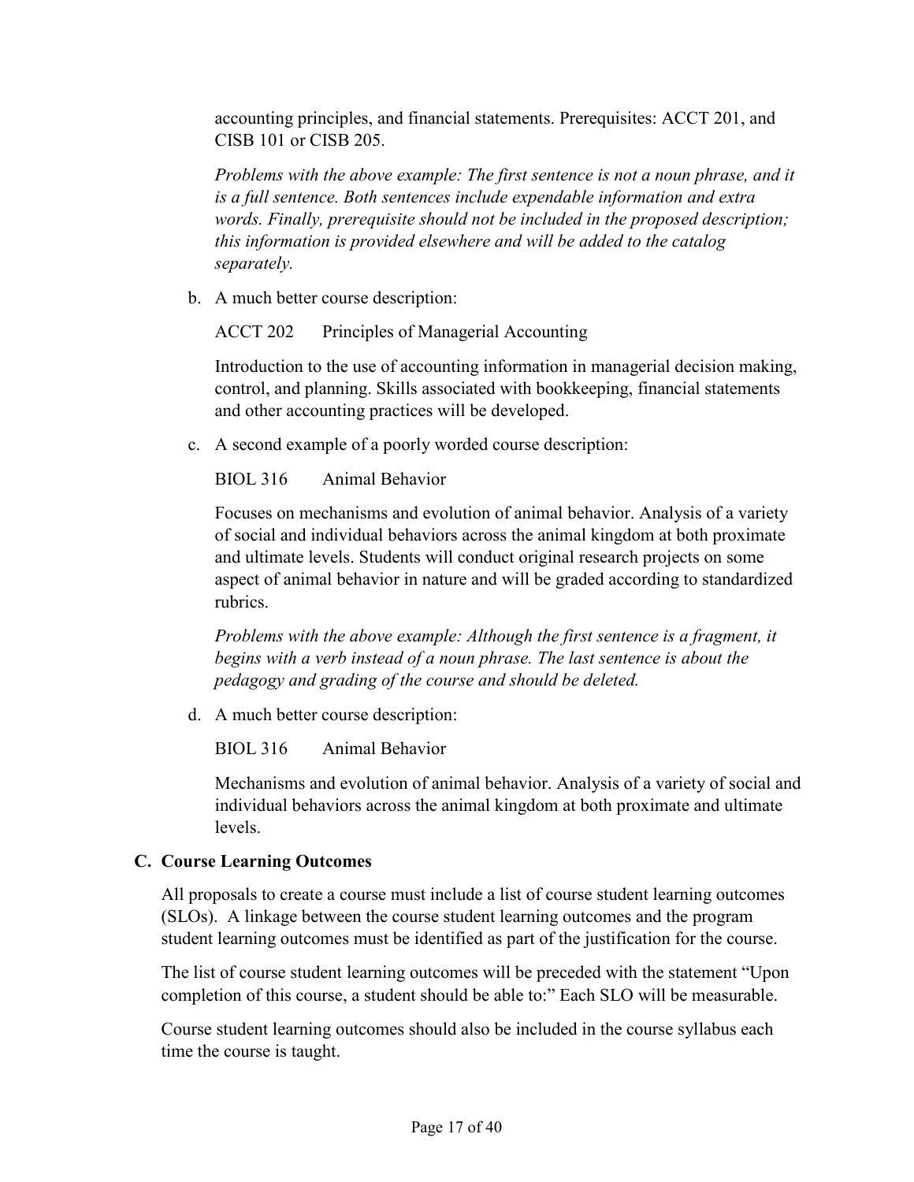accounting principles, and financial statements. Prerequisites: ACCT 201, and CISB 101 or CISB 205.

*Problems with the above example: The first sentence is not a noun phrase, and it is a full sentence. Both sentences include expendable information and extra words. Finally, prerequisite should not be included in the proposed description; this information is provided elsewhere and will be added to the catalog separately.*

b. A much better course description:

   ACCT 202 Principles of Managerial Accounting

   Introduction to the use of accounting information in managerial decision making, control, and planning. Skills associated with bookkeeping, financial statements and other accounting practices will be developed.

c. A second example of a poorly worded course description:

   BIOL 316 Animal Behavior

   Focuses on mechanisms and evolution of animal behavior. Analysis of a variety of social and individual behaviors across the animal kingdom at both proximate and ultimate levels. Students will conduct original research projects on some aspect of animal behavior in nature and will be graded according to standardized rubrics.

   *Problems with the above example: Although the first sentence is a fragment, it begins with a verb instead of a noun phrase. The last sentence is about the pedagogy and grading of the course and should be deleted.*

d. A much better course description:

   BIOL 316 Animal Behavior

   Mechanisms and evolution of animal behavior. Analysis of a variety of social and individual behaviors across the animal kingdom at both proximate and ultimate levels.

### C. Course Learning Outcomes

All proposals to create a course must include a list of course student learning outcomes (SLOs). A linkage between the course student learning outcomes and the program student learning outcomes must be identified as part of the justification for the course.

The list of course student learning outcomes will be preceded with the statement "Upon completion of this course, a student should be able to:" Each SLO will be measurable.

Course student learning outcomes should also be included in the course syllabus each time the course is taught.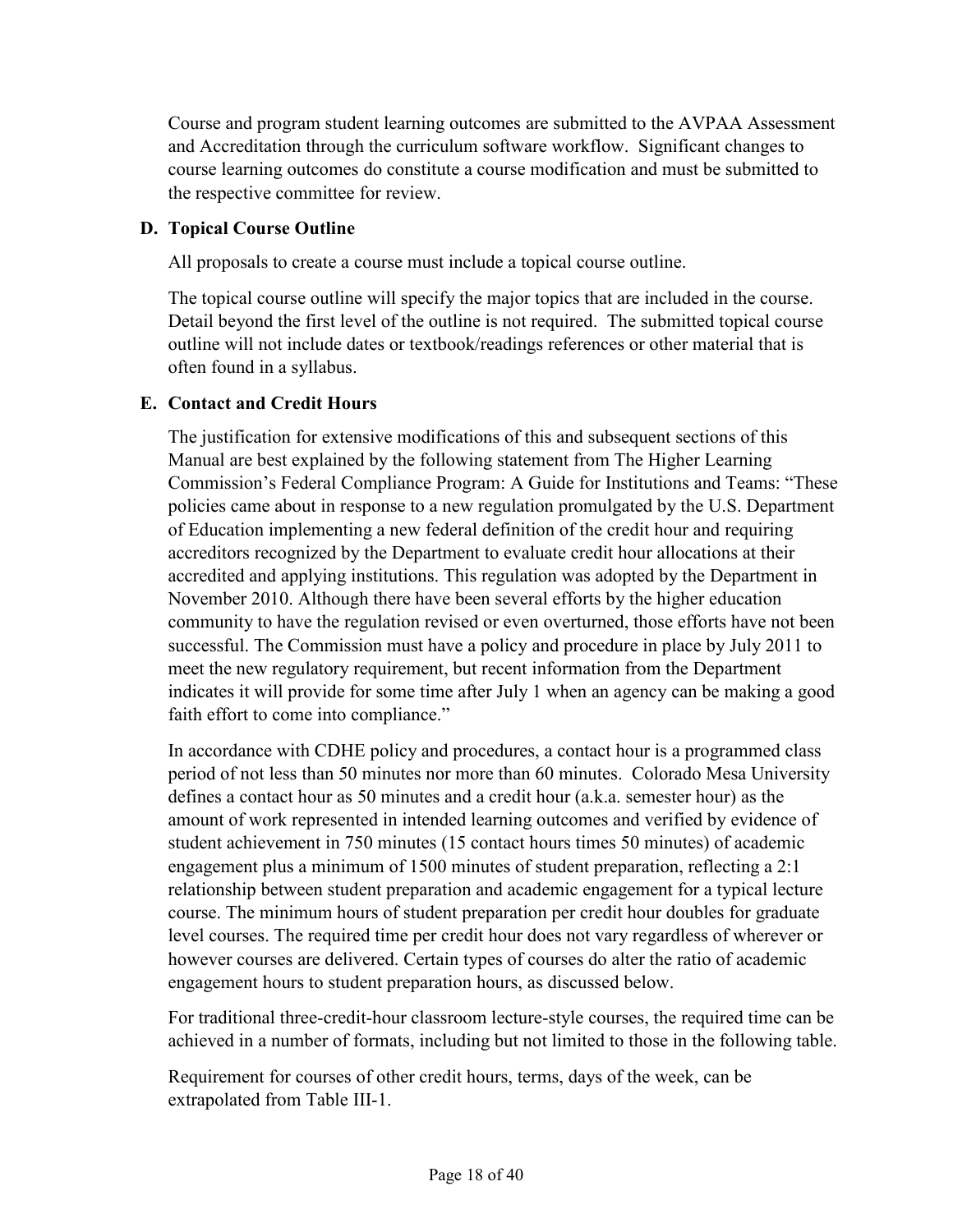Course and program student learning outcomes are submitted to the AVPAA Assessment and Accreditation through the curriculum software workflow. Significant changes to course learning outcomes do constitute a course modification and must be submitted to the respective committee for review.

### D. Topical Course Outline

All proposals to create a course must include a topical course outline.

The topical course outline will specify the major topics that are included in the course. Detail beyond the first level of the outline is not required. The submitted topical course outline will not include dates or textbook/readings references or other material that is often found in a syllabus.

### E. Contact and Credit Hours

The justification for extensive modifications of this and subsequent sections of this Manual are best explained by the following statement from The Higher Learning Commission's Federal Compliance Program: A Guide for Institutions and Teams: "These policies came about in response to a new regulation promulgated by the U.S. Department of Education implementing a new federal definition of the credit hour and requiring accreditors recognized by the Department to evaluate credit hour allocations at their accredited and applying institutions. This regulation was adopted by the Department in November 2010. Although there have been several efforts by the higher education community to have the regulation revised or even overturned, those efforts have not been successful. The Commission must have a policy and procedure in place by July 2011 to meet the new regulatory requirement, but recent information from the Department indicates it will provide for some time after July 1 when an agency can be making a good faith effort to come into compliance."

In accordance with CDHE policy and procedures, a contact hour is a programmed class period of not less than 50 minutes nor more than 60 minutes. Colorado Mesa University defines a contact hour as 50 minutes and a credit hour (a.k.a. semester hour) as the amount of work represented in intended learning outcomes and verified by evidence of student achievement in 750 minutes (15 contact hours times 50 minutes) of academic engagement plus a minimum of 1500 minutes of student preparation, reflecting a 2:1 relationship between student preparation and academic engagement for a typical lecture course. The minimum hours of student preparation per credit hour doubles for graduate level courses. The required time per credit hour does not vary regardless of wherever or however courses are delivered. Certain types of courses do alter the ratio of academic engagement hours to student preparation hours, as discussed below.

For traditional three-credit-hour classroom lecture-style courses, the required time can be achieved in a number of formats, including but not limited to those in the following table.

Requirement for courses of other credit hours, terms, days of the week, can be extrapolated from Table III-1.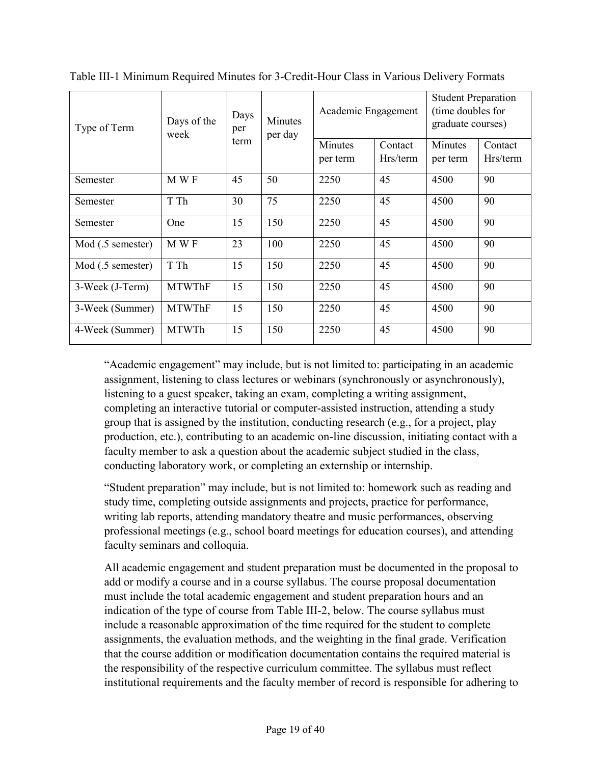Table III-1 Minimum Required Minutes for 3-Credit-Hour Class in Various Delivery Formats

| Type of Term | Days of the week | Days per term | Minutes per day | Academic Engagement | | Student Preparation (time doubles for graduate courses) | |
|---|---|---|---|---|---|---|---|
| | | | | Minutes per term | Contact Hrs/term | Minutes per term | Contact Hrs/term |
| Semester | M W F | 45 | 50 | 2250 | 45 | 4500 | 90 |
| Semester | T Th | 30 | 75 | 2250 | 45 | 4500 | 90 |
| Semester | One | 15 | 150 | 2250 | 45 | 4500 | 90 |
| Mod (.5 semester) | M W F | 23 | 100 | 2250 | 45 | 4500 | 90 |
| Mod (.5 semester) | T Th | 15 | 150 | 2250 | 45 | 4500 | 90 |
| 3-Week (J-Term) | MTWThF | 15 | 150 | 2250 | 45 | 4500 | 90 |
| 3-Week (Summer) | MTWThF | 15 | 150 | 2250 | 45 | 4500 | 90 |
| 4-Week (Summer) | MTWTh | 15 | 150 | 2250 | 45 | 4500 | 90 |

"Academic engagement" may include, but is not limited to: participating in an academic assignment, listening to class lectures or webinars (synchronously or asynchronously), listening to a guest speaker, taking an exam, completing a writing assignment, completing an interactive tutorial or computer-assisted instruction, attending a study group that is assigned by the institution, conducting research (e.g., for a project, play production, etc.), contributing to an academic on-line discussion, initiating contact with a faculty member to ask a question about the academic subject studied in the class, conducting laboratory work, or completing an externship or internship.

"Student preparation" may include, but is not limited to: homework such as reading and study time, completing outside assignments and projects, practice for performance, writing lab reports, attending mandatory theatre and music performances, observing professional meetings (e.g., school board meetings for education courses), and attending faculty seminars and colloquia.

All academic engagement and student preparation must be documented in the proposal to add or modify a course and in a course syllabus. The course proposal documentation must include the total academic engagement and student preparation hours and an indication of the type of course from Table III-2, below. The course syllabus must include a reasonable approximation of the time required for the student to complete assignments, the evaluation methods, and the weighting in the final grade. Verification that the course addition or modification documentation contains the required material is the responsibility of the respective curriculum committee. The syllabus must reflect institutional requirements and the faculty member of record is responsible for adhering to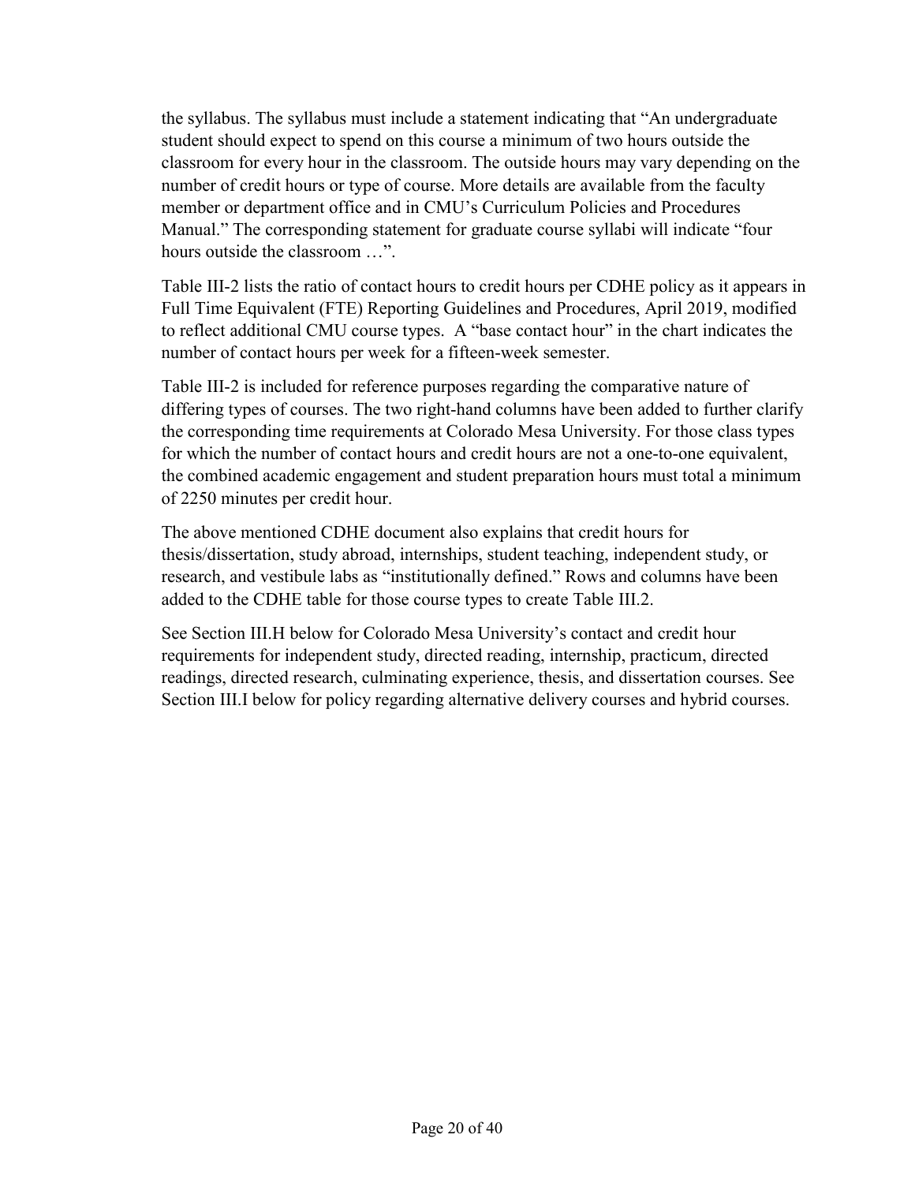the syllabus. The syllabus must include a statement indicating that "An undergraduate student should expect to spend on this course a minimum of two hours outside the classroom for every hour in the classroom. The outside hours may vary depending on the number of credit hours or type of course. More details are available from the faculty member or department office and in CMU's Curriculum Policies and Procedures Manual." The corresponding statement for graduate course syllabi will indicate "four hours outside the classroom …".

Table III-2 lists the ratio of contact hours to credit hours per CDHE policy as it appears in Full Time Equivalent (FTE) Reporting Guidelines and Procedures, April 2019, modified to reflect additional CMU course types. A "base contact hour" in the chart indicates the number of contact hours per week for a fifteen-week semester.

Table III-2 is included for reference purposes regarding the comparative nature of differing types of courses. The two right-hand columns have been added to further clarify the corresponding time requirements at Colorado Mesa University. For those class types for which the number of contact hours and credit hours are not a one-to-one equivalent, the combined academic engagement and student preparation hours must total a minimum of 2250 minutes per credit hour.

The above mentioned CDHE document also explains that credit hours for thesis/dissertation, study abroad, internships, student teaching, independent study, or research, and vestibule labs as "institutionally defined." Rows and columns have been added to the CDHE table for those course types to create Table III.2.

See Section III.H below for Colorado Mesa University's contact and credit hour requirements for independent study, directed reading, internship, practicum, directed readings, directed research, culminating experience, thesis, and dissertation courses. See Section III.I below for policy regarding alternative delivery courses and hybrid courses.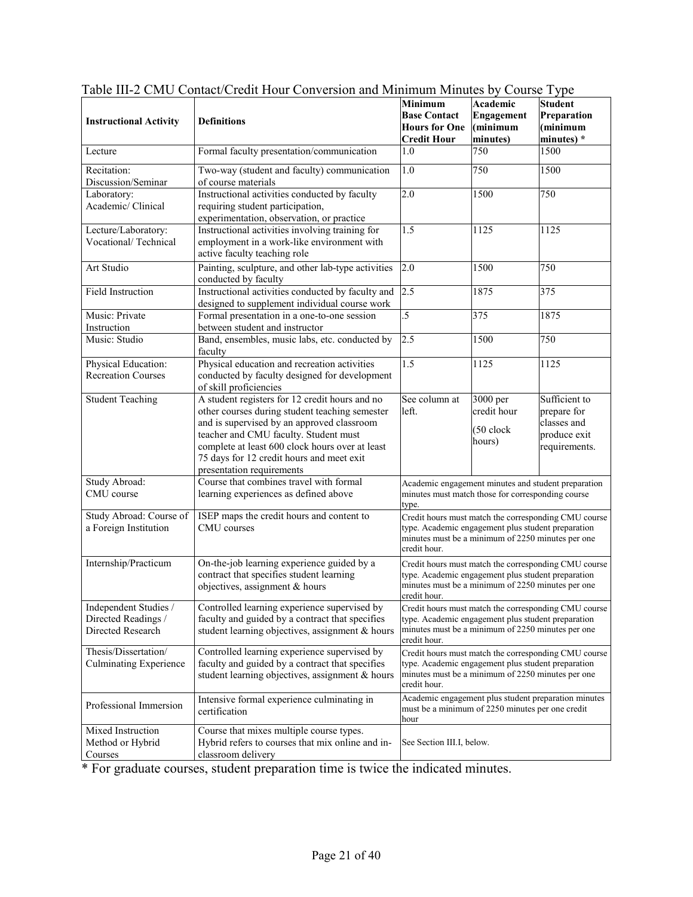Table III-2 CMU Contact/Credit Hour Conversion and Minimum Minutes by Course Type

| Instructional Activity | Definitions | Minimum Base Contact Hours for One Credit Hour | Academic Engagement (minimum minutes) | Student Preparation (minimum minutes) * |
|---|---|---|---|---|
| Lecture | Formal faculty presentation/communication | 1.0 | 750 | 1500 |
| Recitation: Discussion/Seminar | Two-way (student and faculty) communication of course materials | 1.0 | 750 | 1500 |
| Laboratory: Academic/ Clinical | Instructional activities conducted by faculty requiring student participation, experimentation, observation, or practice | 2.0 | 1500 | 750 |
| Lecture/Laboratory: Vocational/ Technical | Instructional activities involving training for employment in a work-like environment with active faculty teaching role | 1.5 | 1125 | 1125 |
| Art Studio | Painting, sculpture, and other lab-type activities conducted by faculty | 2.0 | 1500 | 750 |
| Field Instruction | Instructional activities conducted by faculty and designed to supplement individual course work | 2.5 | 1875 | 375 |
| Music: Private Instruction | Formal presentation in a one-to-one session between student and instructor | .5 | 375 | 1875 |
| Music: Studio | Band, ensembles, music labs, etc. conducted by faculty | 2.5 | 1500 | 750 |
| Physical Education: Recreation Courses | Physical education and recreation activities conducted by faculty designed for development of skill proficiencies | 1.5 | 1125 | 1125 |
| Student Teaching | A student registers for 12 credit hours and no other courses during student teaching semester and is supervised by an approved classroom teacher and CMU faculty. Student must complete at least 600 clock hours over at least 75 days for 12 credit hours and meet exit presentation requirements | See column at left. | 3000 per credit hour (50 clock hours) | Sufficient to prepare for classes and produce exit requirements. |
| Study Abroad: CMU course | Course that combines travel with formal learning experiences as defined above | Academic engagement minutes and student preparation minutes must match those for corresponding course type. | | |
| Study Abroad: Course of a Foreign Institution | ISEP maps the credit hours and content to CMU courses | Credit hours must match the corresponding CMU course type. Academic engagement plus student preparation minutes must be a minimum of 2250 minutes per one credit hour. | | |
| Internship/Practicum | On-the-job learning experience guided by a contract that specifies student learning objectives, assignment & hours | Credit hours must match the corresponding CMU course type. Academic engagement plus student preparation minutes must be a minimum of 2250 minutes per one credit hour. | | |
| Independent Studies / Directed Readings / Directed Research | Controlled learning experience supervised by faculty and guided by a contract that specifies student learning objectives, assignment & hours | Credit hours must match the corresponding CMU course type. Academic engagement plus student preparation minutes must be a minimum of 2250 minutes per one credit hour. | | |
| Thesis/Dissertation/ Culminating Experience | Controlled learning experience supervised by faculty and guided by a contract that specifies student learning objectives, assignment & hours | Credit hours must match the corresponding CMU course type. Academic engagement plus student preparation minutes must be a minimum of 2250 minutes per one credit hour. | | |
| Professional Immersion | Intensive formal experience culminating in certification | Academic engagement plus student preparation minutes must be a minimum of 2250 minutes per one credit hour | | |
| Mixed Instruction Method or Hybrid Courses | Course that mixes multiple course types. Hybrid refers to courses that mix online and in-classroom delivery | See Section III.I, below. | | |

* For graduate courses, student preparation time is twice the indicated minutes.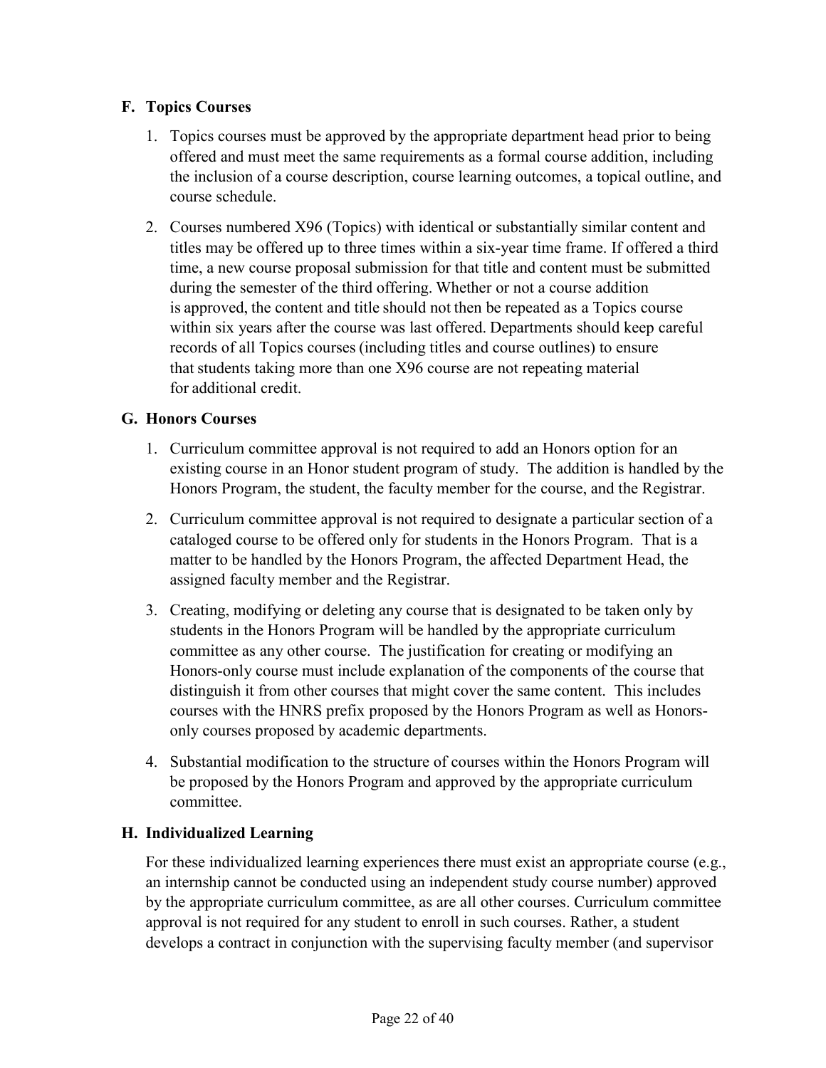### F. Topics Courses

1. Topics courses must be approved by the appropriate department head prior to being offered and must meet the same requirements as a formal course addition, including the inclusion of a course description, course learning outcomes, a topical outline, and course schedule.
2. Courses numbered X96 (Topics) with identical or substantially similar content and titles may be offered up to three times within a six-year time frame. If offered a third time, a new course proposal submission for that title and content must be submitted during the semester of the third offering. Whether or not a course addition is approved, the content and title should not then be repeated as a Topics course within six years after the course was last offered. Departments should keep careful records of all Topics courses (including titles and course outlines) to ensure that students taking more than one X96 course are not repeating material for additional credit.

### G. Honors Courses

1. Curriculum committee approval is not required to add an Honors option for an existing course in an Honor student program of study. The addition is handled by the Honors Program, the student, the faculty member for the course, and the Registrar.
2. Curriculum committee approval is not required to designate a particular section of a cataloged course to be offered only for students in the Honors Program. That is a matter to be handled by the Honors Program, the affected Department Head, the assigned faculty member and the Registrar.
3. Creating, modifying or deleting any course that is designated to be taken only by students in the Honors Program will be handled by the appropriate curriculum committee as any other course. The justification for creating or modifying an Honors-only course must include explanation of the components of the course that distinguish it from other courses that might cover the same content. This includes courses with the HNRS prefix proposed by the Honors Program as well as Honors-only courses proposed by academic departments.
4. Substantial modification to the structure of courses within the Honors Program will be proposed by the Honors Program and approved by the appropriate curriculum committee.

### H. Individualized Learning

For these individualized learning experiences there must exist an appropriate course (e.g., an internship cannot be conducted using an independent study course number) approved by the appropriate curriculum committee, as are all other courses. Curriculum committee approval is not required for any student to enroll in such courses. Rather, a student develops a contract in conjunction with the supervising faculty member (and supervisor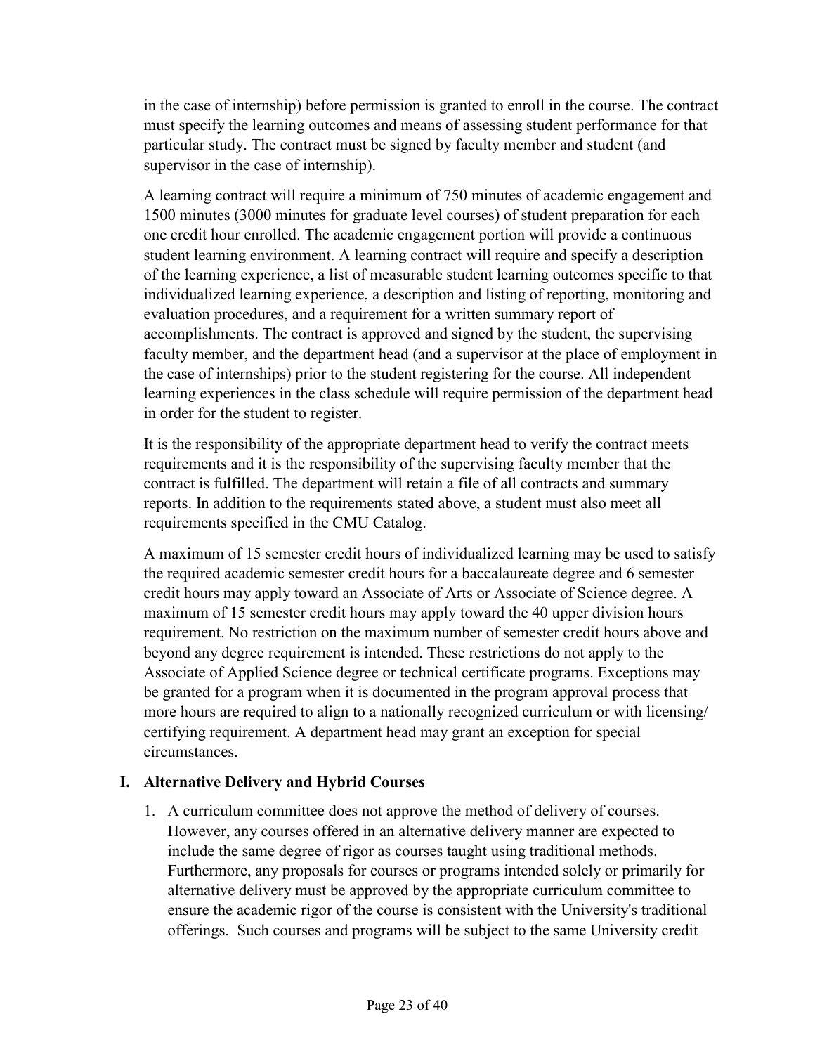in the case of internship) before permission is granted to enroll in the course. The contract must specify the learning outcomes and means of assessing student performance for that particular study. The contract must be signed by faculty member and student (and supervisor in the case of internship).

A learning contract will require a minimum of 750 minutes of academic engagement and 1500 minutes (3000 minutes for graduate level courses) of student preparation for each one credit hour enrolled. The academic engagement portion will provide a continuous student learning environment. A learning contract will require and specify a description of the learning experience, a list of measurable student learning outcomes specific to that individualized learning experience, a description and listing of reporting, monitoring and evaluation procedures, and a requirement for a written summary report of accomplishments. The contract is approved and signed by the student, the supervising faculty member, and the department head (and a supervisor at the place of employment in the case of internships) prior to the student registering for the course. All independent learning experiences in the class schedule will require permission of the department head in order for the student to register.

It is the responsibility of the appropriate department head to verify the contract meets requirements and it is the responsibility of the supervising faculty member that the contract is fulfilled. The department will retain a file of all contracts and summary reports. In addition to the requirements stated above, a student must also meet all requirements specified in the CMU Catalog.

A maximum of 15 semester credit hours of individualized learning may be used to satisfy the required academic semester credit hours for a baccalaureate degree and 6 semester credit hours may apply toward an Associate of Arts or Associate of Science degree. A maximum of 15 semester credit hours may apply toward the 40 upper division hours requirement. No restriction on the maximum number of semester credit hours above and beyond any degree requirement is intended. These restrictions do not apply to the Associate of Applied Science degree or technical certificate programs. Exceptions may be granted for a program when it is documented in the program approval process that more hours are required to align to a nationally recognized curriculum or with licensing/certifying requirement. A department head may grant an exception for special circumstances.

### I. Alternative Delivery and Hybrid Courses

1. A curriculum committee does not approve the method of delivery of courses. However, any courses offered in an alternative delivery manner are expected to include the same degree of rigor as courses taught using traditional methods. Furthermore, any proposals for courses or programs intended solely or primarily for alternative delivery must be approved by the appropriate curriculum committee to ensure the academic rigor of the course is consistent with the University's traditional offerings. Such courses and programs will be subject to the same University credit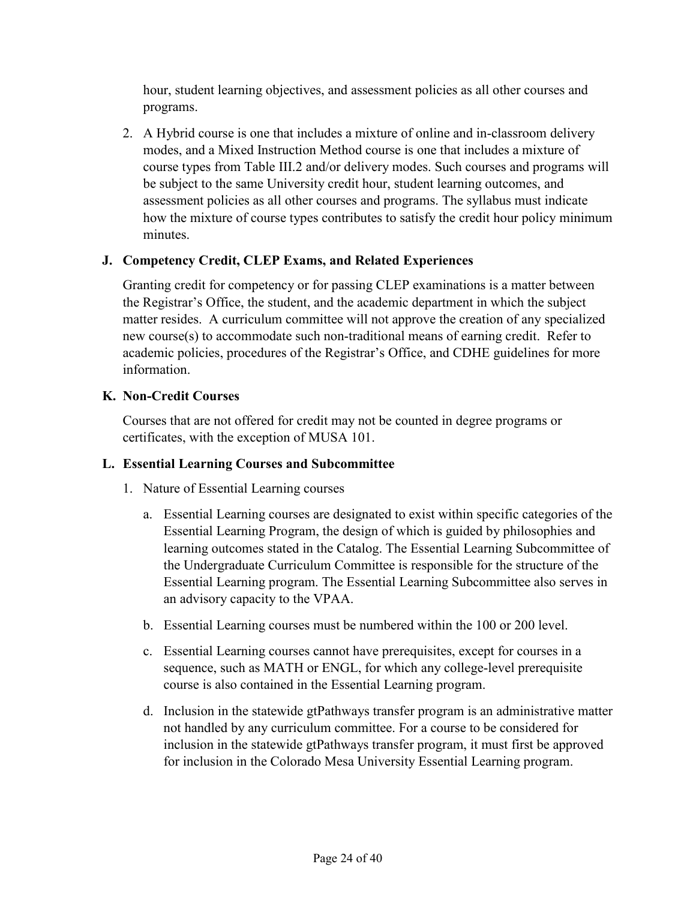hour, student learning objectives, and assessment policies as all other courses and programs.

2. A Hybrid course is one that includes a mixture of online and in-classroom delivery modes, and a Mixed Instruction Method course is one that includes a mixture of course types from Table III.2 and/or delivery modes. Such courses and programs will be subject to the same University credit hour, student learning outcomes, and assessment policies as all other courses and programs. The syllabus must indicate how the mixture of course types contributes to satisfy the credit hour policy minimum minutes.

### J. Competency Credit, CLEP Exams, and Related Experiences

Granting credit for competency or for passing CLEP examinations is a matter between the Registrar's Office, the student, and the academic department in which the subject matter resides. A curriculum committee will not approve the creation of any specialized new course(s) to accommodate such non-traditional means of earning credit. Refer to academic policies, procedures of the Registrar's Office, and CDHE guidelines for more information.

### K. Non-Credit Courses

Courses that are not offered for credit may not be counted in degree programs or certificates, with the exception of MUSA 101.

### L. Essential Learning Courses and Subcommittee

1. Nature of Essential Learning courses

   a. Essential Learning courses are designated to exist within specific categories of the Essential Learning Program, the design of which is guided by philosophies and learning outcomes stated in the Catalog. The Essential Learning Subcommittee of the Undergraduate Curriculum Committee is responsible for the structure of the Essential Learning program. The Essential Learning Subcommittee also serves in an advisory capacity to the VPAA.

   b. Essential Learning courses must be numbered within the 100 or 200 level.

   c. Essential Learning courses cannot have prerequisites, except for courses in a sequence, such as MATH or ENGL, for which any college-level prerequisite course is also contained in the Essential Learning program.

   d. Inclusion in the statewide gtPathways transfer program is an administrative matter not handled by any curriculum committee. For a course to be considered for inclusion in the statewide gtPathways transfer program, it must first be approved for inclusion in the Colorado Mesa University Essential Learning program.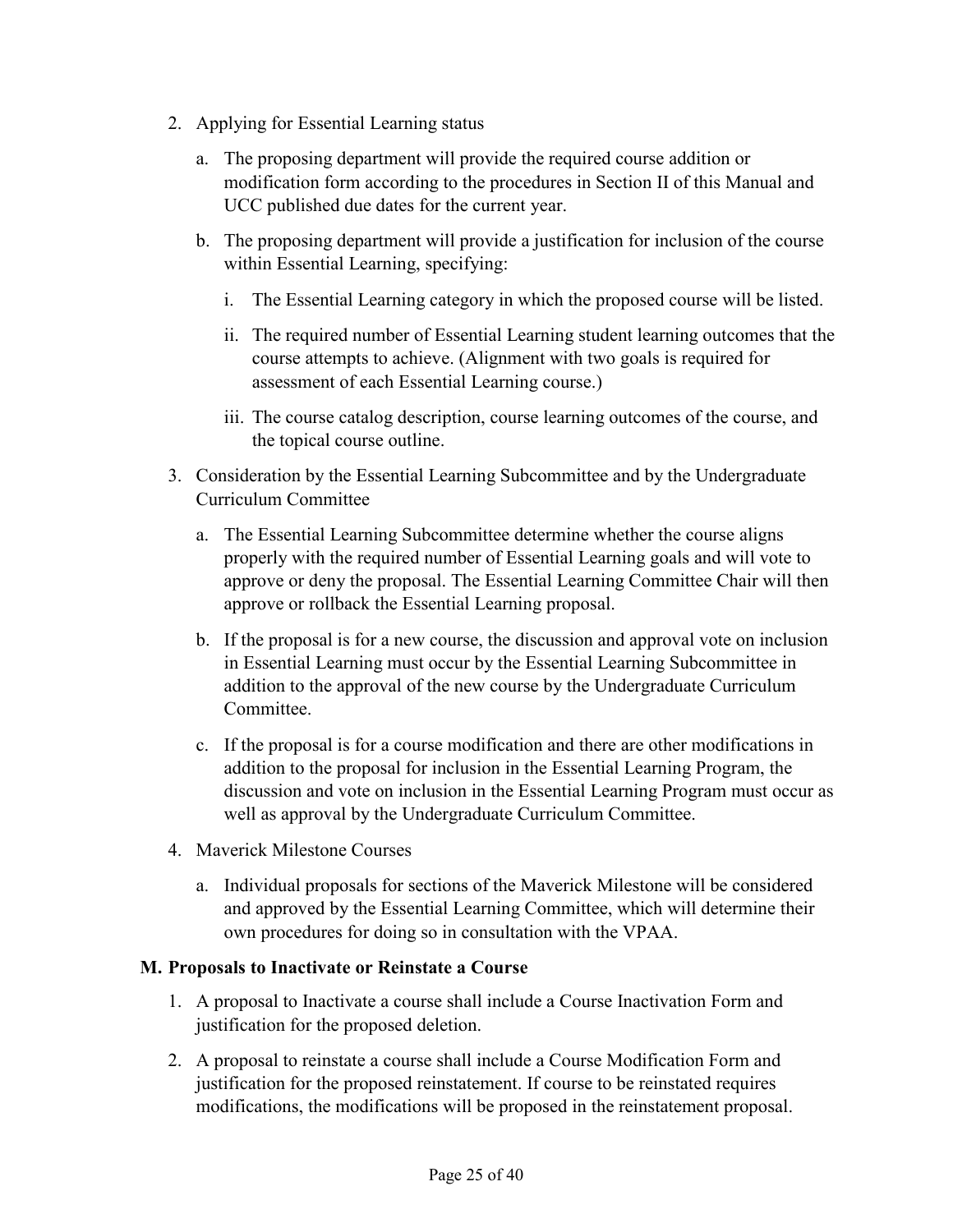2. Applying for Essential Learning status

    a. The proposing department will provide the required course addition or modification form according to the procedures in Section II of this Manual and UCC published due dates for the current year.

    b. The proposing department will provide a justification for inclusion of the course within Essential Learning, specifying:

        i. The Essential Learning category in which the proposed course will be listed.

        ii. The required number of Essential Learning student learning outcomes that the course attempts to achieve. (Alignment with two goals is required for assessment of each Essential Learning course.)

        iii. The course catalog description, course learning outcomes of the course, and the topical course outline.

3. Consideration by the Essential Learning Subcommittee and by the Undergraduate Curriculum Committee

    a. The Essential Learning Subcommittee determine whether the course aligns properly with the required number of Essential Learning goals and will vote to approve or deny the proposal. The Essential Learning Committee Chair will then approve or rollback the Essential Learning proposal.

    b. If the proposal is for a new course, the discussion and approval vote on inclusion in Essential Learning must occur by the Essential Learning Subcommittee in addition to the approval of the new course by the Undergraduate Curriculum Committee.

    c. If the proposal is for a course modification and there are other modifications in addition to the proposal for inclusion in the Essential Learning Program, the discussion and vote on inclusion in the Essential Learning Program must occur as well as approval by the Undergraduate Curriculum Committee.

4. Maverick Milestone Courses

    a. Individual proposals for sections of the Maverick Milestone will be considered and approved by the Essential Learning Committee, which will determine their own procedures for doing so in consultation with the VPAA.

**M. Proposals to Inactivate or Reinstate a Course**

1. A proposal to Inactivate a course shall include a Course Inactivation Form and justification for the proposed deletion.

2. A proposal to reinstate a course shall include a Course Modification Form and justification for the proposed reinstatement. If course to be reinstated requires modifications, the modifications will be proposed in the reinstatement proposal.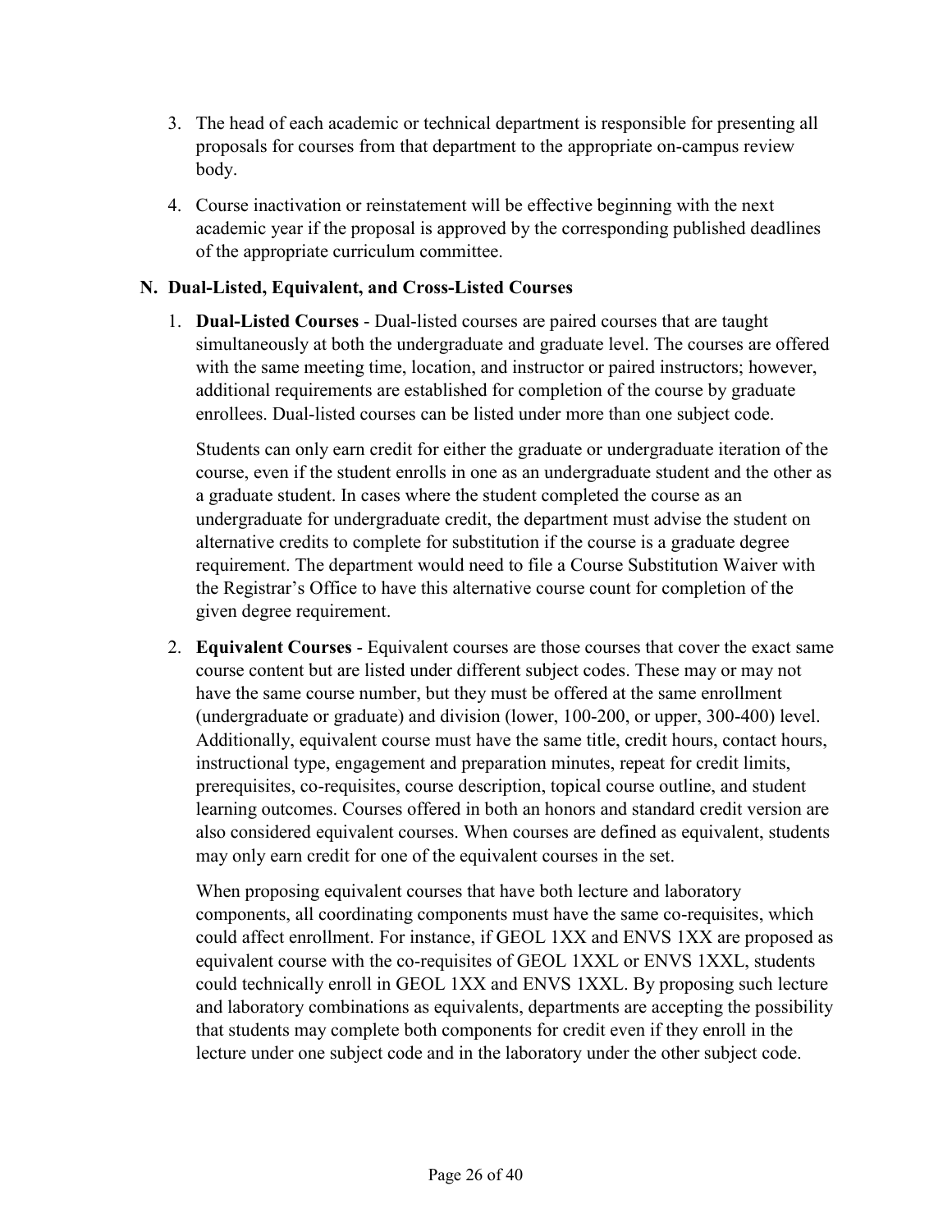3. The head of each academic or technical department is responsible for presenting all proposals for courses from that department to the appropriate on-campus review body.

4. Course inactivation or reinstatement will be effective beginning with the next academic year if the proposal is approved by the corresponding published deadlines of the appropriate curriculum committee.

## N. Dual-Listed, Equivalent, and Cross-Listed Courses

1. **Dual-Listed Courses** - Dual-listed courses are paired courses that are taught simultaneously at both the undergraduate and graduate level. The courses are offered with the same meeting time, location, and instructor or paired instructors; however, additional requirements are established for completion of the course by graduate enrollees. Dual-listed courses can be listed under more than one subject code.

   Students can only earn credit for either the graduate or undergraduate iteration of the course, even if the student enrolls in one as an undergraduate student and the other as a graduate student. In cases where the student completed the course as an undergraduate for undergraduate credit, the department must advise the student on alternative credits to complete for substitution if the course is a graduate degree requirement. The department would need to file a Course Substitution Waiver with the Registrar's Office to have this alternative course count for completion of the given degree requirement.

2. **Equivalent Courses** - Equivalent courses are those courses that cover the exact same course content but are listed under different subject codes. These may or may not have the same course number, but they must be offered at the same enrollment (undergraduate or graduate) and division (lower, 100-200, or upper, 300-400) level. Additionally, equivalent course must have the same title, credit hours, contact hours, instructional type, engagement and preparation minutes, repeat for credit limits, prerequisites, co-requisites, course description, topical course outline, and student learning outcomes. Courses offered in both an honors and standard credit version are also considered equivalent courses. When courses are defined as equivalent, students may only earn credit for one of the equivalent courses in the set.

   When proposing equivalent courses that have both lecture and laboratory components, all coordinating components must have the same co-requisites, which could affect enrollment. For instance, if GEOL 1XX and ENVS 1XX are proposed as equivalent course with the co-requisites of GEOL 1XXL or ENVS 1XXL, students could technically enroll in GEOL 1XX and ENVS 1XXL. By proposing such lecture and laboratory combinations as equivalents, departments are accepting the possibility that students may complete both components for credit even if they enroll in the lecture under one subject code and in the laboratory under the other subject code.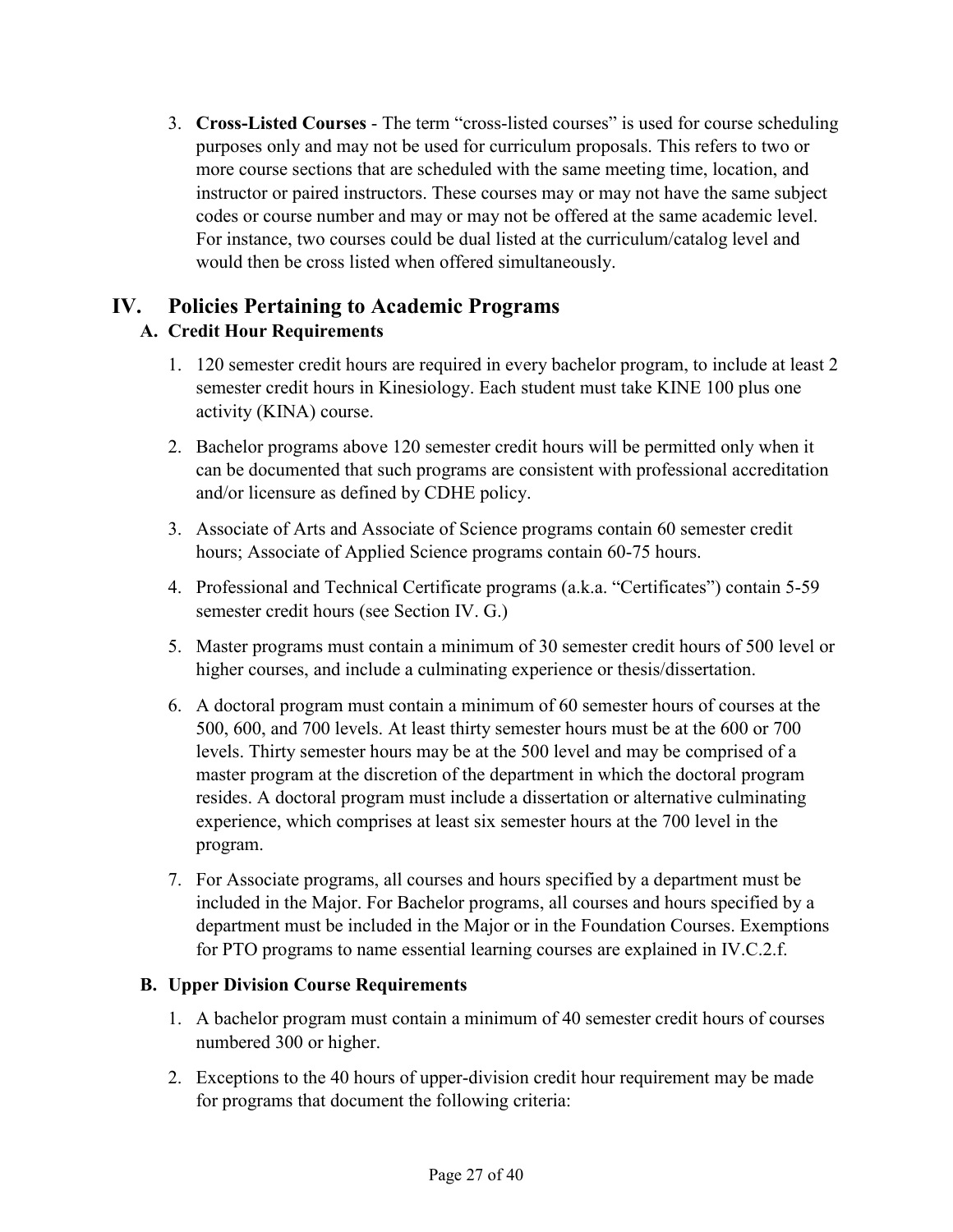3. **Cross-Listed Courses** - The term "cross-listed courses" is used for course scheduling purposes only and may not be used for curriculum proposals. This refers to two or more course sections that are scheduled with the same meeting time, location, and instructor or paired instructors. These courses may or may not have the same subject codes or course number and may or may not be offered at the same academic level. For instance, two courses could be dual listed at the curriculum/catalog level and would then be cross listed when offered simultaneously.

## IV. Policies Pertaining to Academic Programs

### A. Credit Hour Requirements

1. 120 semester credit hours are required in every bachelor program, to include at least 2 semester credit hours in Kinesiology. Each student must take KINE 100 plus one activity (KINA) course.
2. Bachelor programs above 120 semester credit hours will be permitted only when it can be documented that such programs are consistent with professional accreditation and/or licensure as defined by CDHE policy.
3. Associate of Arts and Associate of Science programs contain 60 semester credit hours; Associate of Applied Science programs contain 60-75 hours.
4. Professional and Technical Certificate programs (a.k.a. "Certificates") contain 5-59 semester credit hours (see Section IV. G.)
5. Master programs must contain a minimum of 30 semester credit hours of 500 level or higher courses, and include a culminating experience or thesis/dissertation.
6. A doctoral program must contain a minimum of 60 semester hours of courses at the 500, 600, and 700 levels. At least thirty semester hours must be at the 600 or 700 levels. Thirty semester hours may be at the 500 level and may be comprised of a master program at the discretion of the department in which the doctoral program resides. A doctoral program must include a dissertation or alternative culminating experience, which comprises at least six semester hours at the 700 level in the program.
7. For Associate programs, all courses and hours specified by a department must be included in the Major. For Bachelor programs, all courses and hours specified by a department must be included in the Major or in the Foundation Courses. Exemptions for PTO programs to name essential learning courses are explained in IV.C.2.f.

### B. Upper Division Course Requirements

1. A bachelor program must contain a minimum of 40 semester credit hours of courses numbered 300 or higher.
2. Exceptions to the 40 hours of upper-division credit hour requirement may be made for programs that document the following criteria: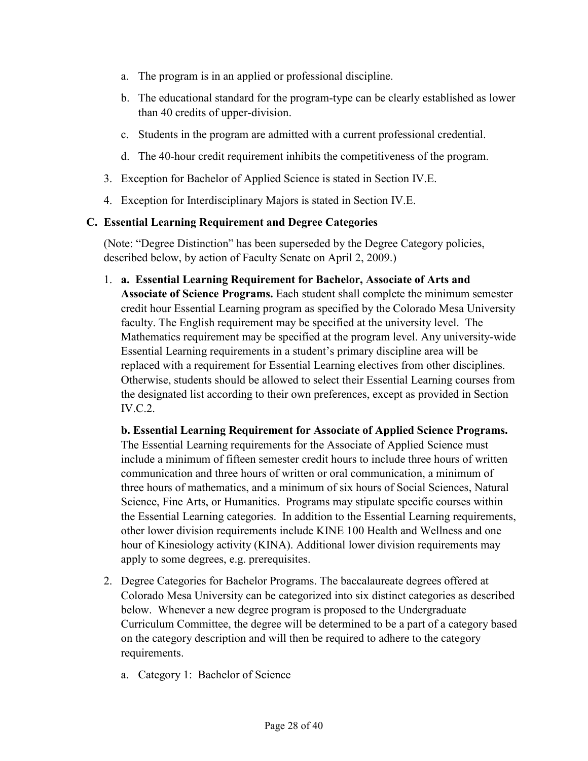a. The program is in an applied or professional discipline.

   b. The educational standard for the program-type can be clearly established as lower than 40 credits of upper-division.

   c. Students in the program are admitted with a current professional credential.

   d. The 40-hour credit requirement inhibits the competitiveness of the program.

3. Exception for Bachelor of Applied Science is stated in Section IV.E.

4. Exception for Interdisciplinary Majors is stated in Section IV.E.

### C. Essential Learning Requirement and Degree Categories

(Note: "Degree Distinction" has been superseded by the Degree Category policies, described below, by action of Faculty Senate on April 2, 2009.)

1. **a. Essential Learning Requirement for Bachelor, Associate of Arts and Associate of Science Programs.** Each student shall complete the minimum semester credit hour Essential Learning program as specified by the Colorado Mesa University faculty. The English requirement may be specified at the university level. The Mathematics requirement may be specified at the program level. Any university-wide Essential Learning requirements in a student's primary discipline area will be replaced with a requirement for Essential Learning electives from other disciplines. Otherwise, students should be allowed to select their Essential Learning courses from the designated list according to their own preferences, except as provided in Section IV.C.2.

   **b. Essential Learning Requirement for Associate of Applied Science Programs.** The Essential Learning requirements for the Associate of Applied Science must include a minimum of fifteen semester credit hours to include three hours of written communication and three hours of written or oral communication, a minimum of three hours of mathematics, and a minimum of six hours of Social Sciences, Natural Science, Fine Arts, or Humanities. Programs may stipulate specific courses within the Essential Learning categories. In addition to the Essential Learning requirements, other lower division requirements include KINE 100 Health and Wellness and one hour of Kinesiology activity (KINA). Additional lower division requirements may apply to some degrees, e.g. prerequisites.

2. Degree Categories for Bachelor Programs. The baccalaureate degrees offered at Colorado Mesa University can be categorized into six distinct categories as described below. Whenever a new degree program is proposed to the Undergraduate Curriculum Committee, the degree will be determined to be a part of a category based on the category description and will then be required to adhere to the category requirements.

   a. Category 1: Bachelor of Science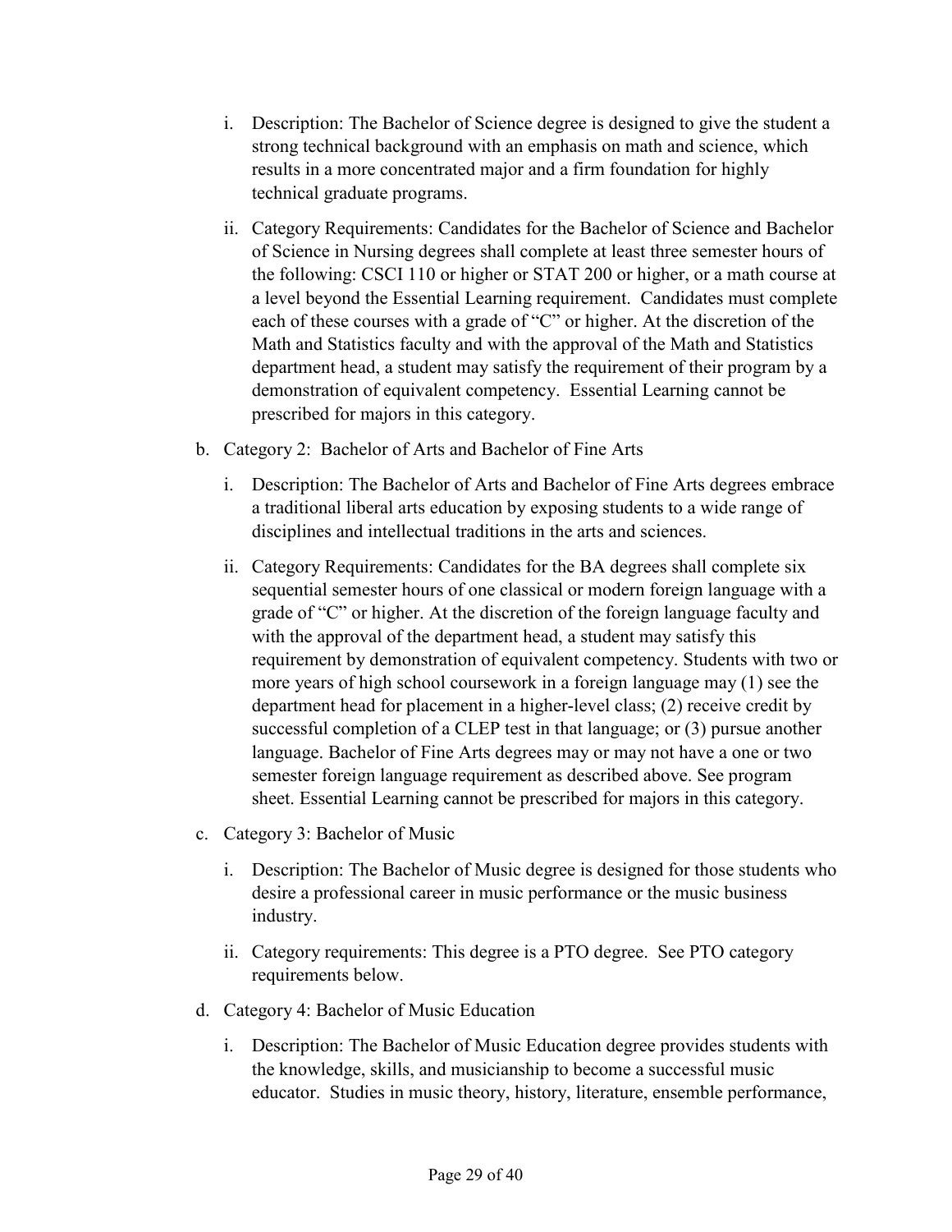i. Description: The Bachelor of Science degree is designed to give the student a strong technical background with an emphasis on math and science, which results in a more concentrated major and a firm foundation for highly technical graduate programs.

   ii. Category Requirements: Candidates for the Bachelor of Science and Bachelor of Science in Nursing degrees shall complete at least three semester hours of the following: CSCI 110 or higher or STAT 200 or higher, or a math course at a level beyond the Essential Learning requirement. Candidates must complete each of these courses with a grade of "C" or higher. At the discretion of the Math and Statistics faculty and with the approval of the Math and Statistics department head, a student may satisfy the requirement of their program by a demonstration of equivalent competency. Essential Learning cannot be prescribed for majors in this category.

b. Category 2: Bachelor of Arts and Bachelor of Fine Arts

   i. Description: The Bachelor of Arts and Bachelor of Fine Arts degrees embrace a traditional liberal arts education by exposing students to a wide range of disciplines and intellectual traditions in the arts and sciences.

   ii. Category Requirements: Candidates for the BA degrees shall complete six sequential semester hours of one classical or modern foreign language with a grade of "C" or higher. At the discretion of the foreign language faculty and with the approval of the department head, a student may satisfy this requirement by demonstration of equivalent competency. Students with two or more years of high school coursework in a foreign language may (1) see the department head for placement in a higher-level class; (2) receive credit by successful completion of a CLEP test in that language; or (3) pursue another language. Bachelor of Fine Arts degrees may or may not have a one or two semester foreign language requirement as described above. See program sheet. Essential Learning cannot be prescribed for majors in this category.

c. Category 3: Bachelor of Music

   i. Description: The Bachelor of Music degree is designed for those students who desire a professional career in music performance or the music business industry.

   ii. Category requirements: This degree is a PTO degree. See PTO category requirements below.

d. Category 4: Bachelor of Music Education

   i. Description: The Bachelor of Music Education degree provides students with the knowledge, skills, and musicianship to become a successful music educator. Studies in music theory, history, literature, ensemble performance,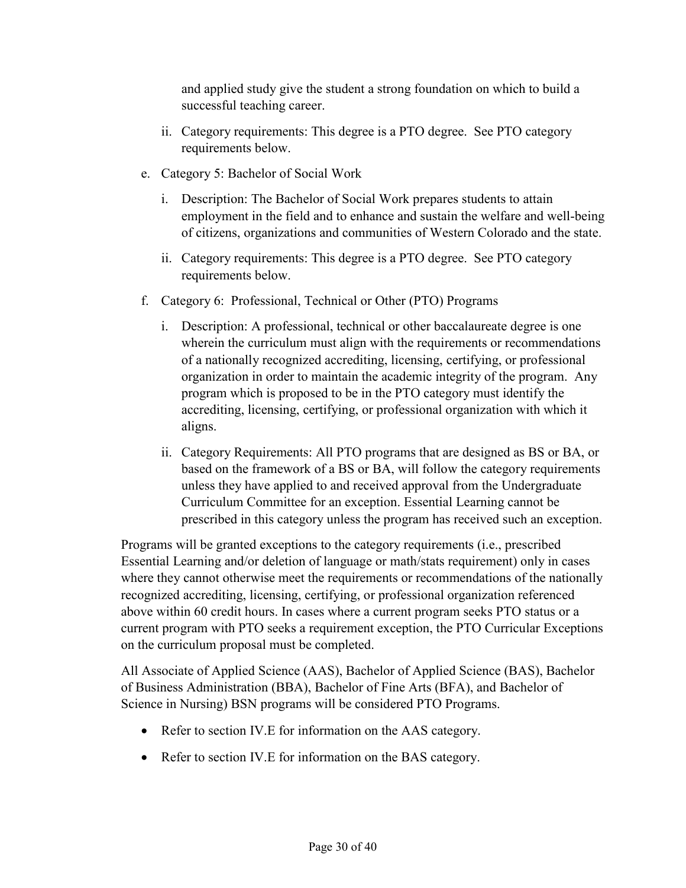and applied study give the student a strong foundation on which to build a successful teaching career.

   ii. Category requirements: This degree is a PTO degree. See PTO category requirements below.

e. Category 5: Bachelor of Social Work

   i. Description: The Bachelor of Social Work prepares students to attain employment in the field and to enhance and sustain the welfare and well-being of citizens, organizations and communities of Western Colorado and the state.

   ii. Category requirements: This degree is a PTO degree. See PTO category requirements below.

f. Category 6: Professional, Technical or Other (PTO) Programs

   i. Description: A professional, technical or other baccalaureate degree is one wherein the curriculum must align with the requirements or recommendations of a nationally recognized accrediting, licensing, certifying, or professional organization in order to maintain the academic integrity of the program. Any program which is proposed to be in the PTO category must identify the accrediting, licensing, certifying, or professional organization with which it aligns.

   ii. Category Requirements: All PTO programs that are designed as BS or BA, or based on the framework of a BS or BA, will follow the category requirements unless they have applied to and received approval from the Undergraduate Curriculum Committee for an exception. Essential Learning cannot be prescribed in this category unless the program has received such an exception.

Programs will be granted exceptions to the category requirements (i.e., prescribed Essential Learning and/or deletion of language or math/stats requirement) only in cases where they cannot otherwise meet the requirements or recommendations of the nationally recognized accrediting, licensing, certifying, or professional organization referenced above within 60 credit hours. In cases where a current program seeks PTO status or a current program with PTO seeks a requirement exception, the PTO Curricular Exceptions on the curriculum proposal must be completed.

All Associate of Applied Science (AAS), Bachelor of Applied Science (BAS), Bachelor of Business Administration (BBA), Bachelor of Fine Arts (BFA), and Bachelor of Science in Nursing) BSN programs will be considered PTO Programs.

- Refer to section IV.E for information on the AAS category.
- Refer to section IV.E for information on the BAS category.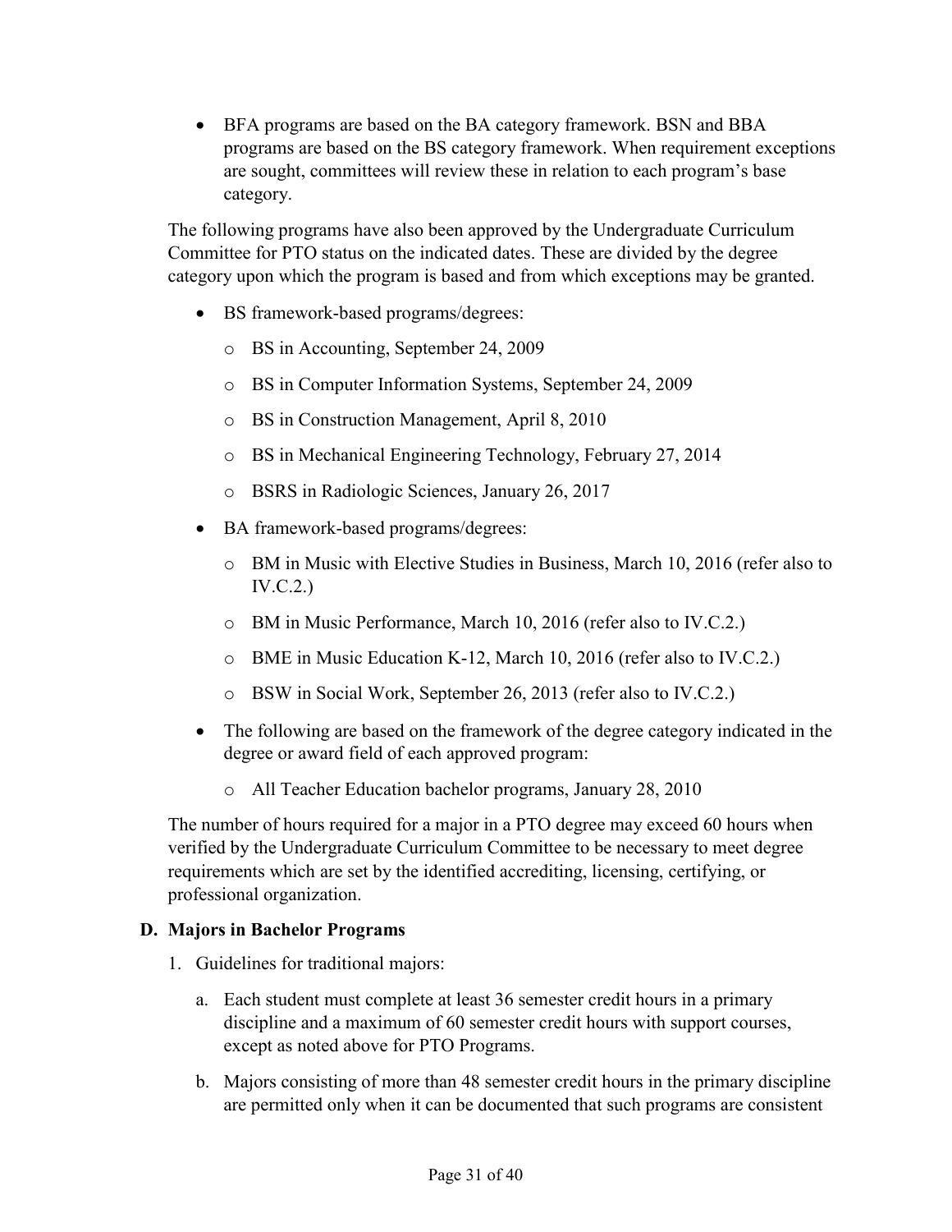- BFA programs are based on the BA category framework. BSN and BBA programs are based on the BS category framework. When requirement exceptions are sought, committees will review these in relation to each program's base category.

The following programs have also been approved by the Undergraduate Curriculum Committee for PTO status on the indicated dates. These are divided by the degree category upon which the program is based and from which exceptions may be granted.

- BS framework-based programs/degrees:
  - BS in Accounting, September 24, 2009
  - BS in Computer Information Systems, September 24, 2009
  - BS in Construction Management, April 8, 2010
  - BS in Mechanical Engineering Technology, February 27, 2014
  - BSRS in Radiologic Sciences, January 26, 2017
- BA framework-based programs/degrees:
  - BM in Music with Elective Studies in Business, March 10, 2016 (refer also to IV.C.2.)
  - BM in Music Performance, March 10, 2016 (refer also to IV.C.2.)
  - BME in Music Education K-12, March 10, 2016 (refer also to IV.C.2.)
  - BSW in Social Work, September 26, 2013 (refer also to IV.C.2.)
- The following are based on the framework of the degree category indicated in the degree or award field of each approved program:
  - All Teacher Education bachelor programs, January 28, 2010

The number of hours required for a major in a PTO degree may exceed 60 hours when verified by the Undergraduate Curriculum Committee to be necessary to meet degree requirements which are set by the identified accrediting, licensing, certifying, or professional organization.

### D. Majors in Bachelor Programs

1. Guidelines for traditional majors:
   a. Each student must complete at least 36 semester credit hours in a primary discipline and a maximum of 60 semester credit hours with support courses, except as noted above for PTO Programs.
   
   b. Majors consisting of more than 48 semester credit hours in the primary discipline are permitted only when it can be documented that such programs are consistent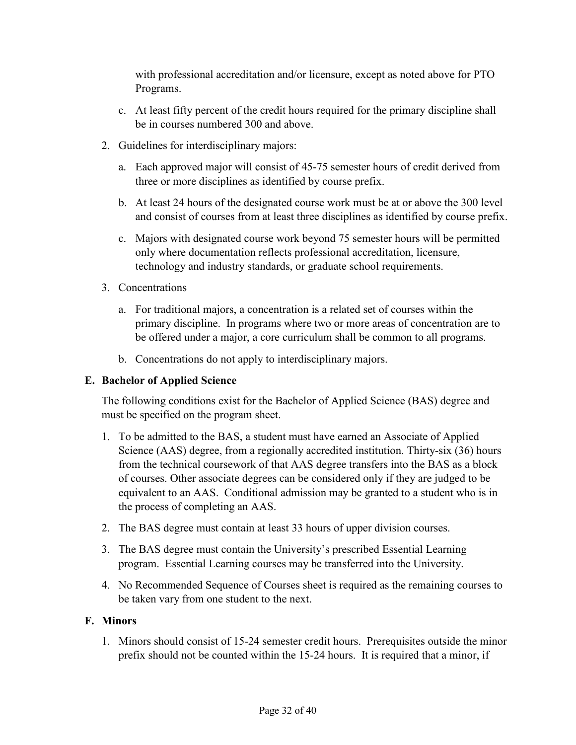with professional accreditation and/or licensure, except as noted above for PTO Programs.

   c. At least fifty percent of the credit hours required for the primary discipline shall be in courses numbered 300 and above.

2. Guidelines for interdisciplinary majors:

   a. Each approved major will consist of 45-75 semester hours of credit derived from three or more disciplines as identified by course prefix.

   b. At least 24 hours of the designated course work must be at or above the 300 level and consist of courses from at least three disciplines as identified by course prefix.

   c. Majors with designated course work beyond 75 semester hours will be permitted only where documentation reflects professional accreditation, licensure, technology and industry standards, or graduate school requirements.

3. Concentrations

   a. For traditional majors, a concentration is a related set of courses within the primary discipline. In programs where two or more areas of concentration are to be offered under a major, a core curriculum shall be common to all programs.

   b. Concentrations do not apply to interdisciplinary majors.

## E. Bachelor of Applied Science

The following conditions exist for the Bachelor of Applied Science (BAS) degree and must be specified on the program sheet.

1. To be admitted to the BAS, a student must have earned an Associate of Applied Science (AAS) degree, from a regionally accredited institution. Thirty-six (36) hours from the technical coursework of that AAS degree transfers into the BAS as a block of courses. Other associate degrees can be considered only if they are judged to be equivalent to an AAS. Conditional admission may be granted to a student who is in the process of completing an AAS.
2. The BAS degree must contain at least 33 hours of upper division courses.
3. The BAS degree must contain the University's prescribed Essential Learning program. Essential Learning courses may be transferred into the University.
4. No Recommended Sequence of Courses sheet is required as the remaining courses to be taken vary from one student to the next.

## F. Minors

1. Minors should consist of 15-24 semester credit hours. Prerequisites outside the minor prefix should not be counted within the 15-24 hours. It is required that a minor, if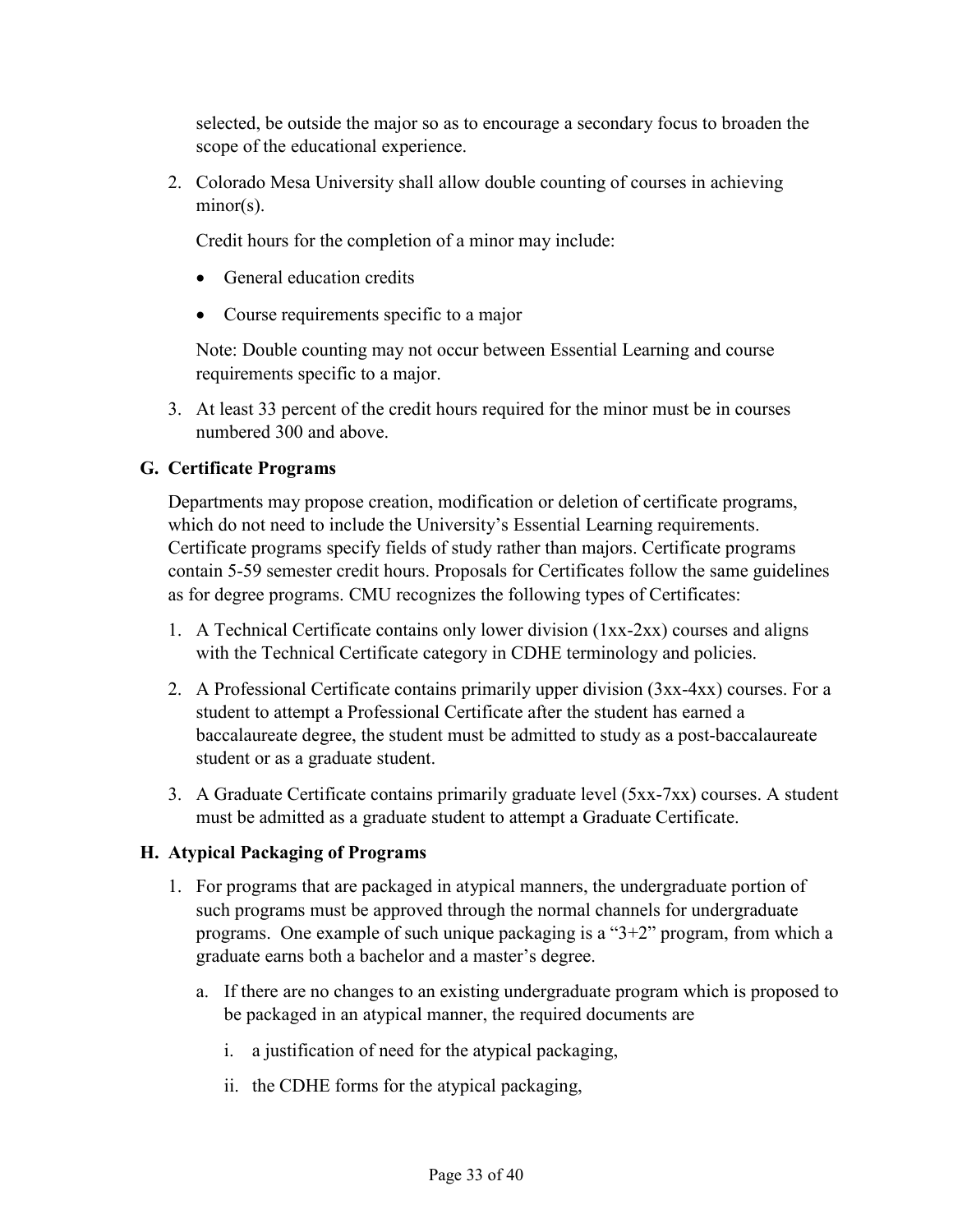selected, be outside the major so as to encourage a secondary focus to broaden the scope of the educational experience.

2. Colorado Mesa University shall allow double counting of courses in achieving minor(s).

   Credit hours for the completion of a minor may include:

   - General education credits
   - Course requirements specific to a major

   Note: Double counting may not occur between Essential Learning and course requirements specific to a major.

3. At least 33 percent of the credit hours required for the minor must be in courses numbered 300 and above.

### G. Certificate Programs

Departments may propose creation, modification or deletion of certificate programs, which do not need to include the University's Essential Learning requirements. Certificate programs specify fields of study rather than majors. Certificate programs contain 5-59 semester credit hours. Proposals for Certificates follow the same guidelines as for degree programs. CMU recognizes the following types of Certificates:

1. A Technical Certificate contains only lower division (1xx-2xx) courses and aligns with the Technical Certificate category in CDHE terminology and policies.
2. A Professional Certificate contains primarily upper division (3xx-4xx) courses. For a student to attempt a Professional Certificate after the student has earned a baccalaureate degree, the student must be admitted to study as a post-baccalaureate student or as a graduate student.
3. A Graduate Certificate contains primarily graduate level (5xx-7xx) courses. A student must be admitted as a graduate student to attempt a Graduate Certificate.

### H. Atypical Packaging of Programs

1. For programs that are packaged in atypical manners, the undergraduate portion of such programs must be approved through the normal channels for undergraduate programs. One example of such unique packaging is a "3+2" program, from which a graduate earns both a bachelor and a master's degree.
   a. If there are no changes to an existing undergraduate program which is proposed to be packaged in an atypical manner, the required documents are
      i. a justification of need for the atypical packaging,
      ii. the CDHE forms for the atypical packaging,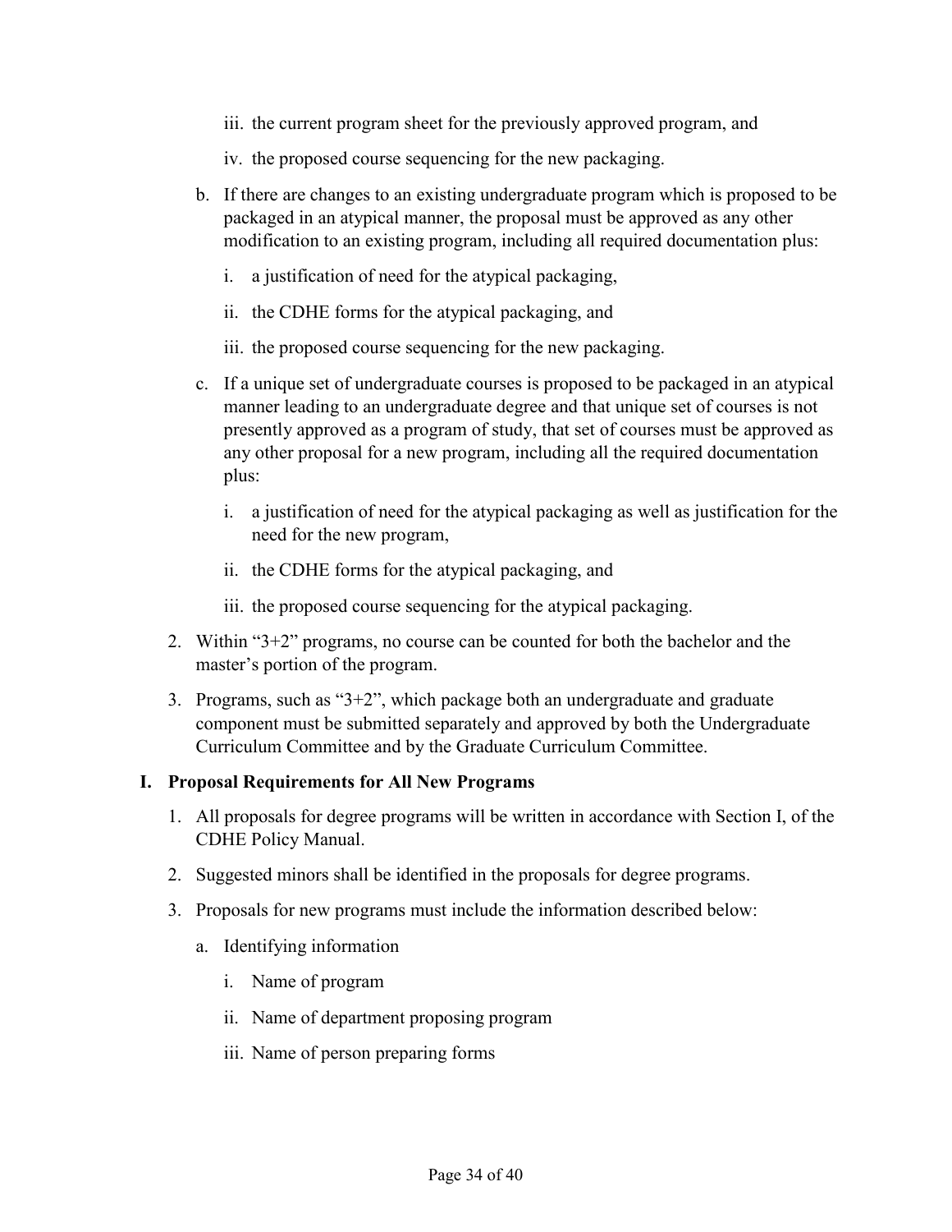iii. the current program sheet for the previously approved program, and

iv. the proposed course sequencing for the new packaging.

b. If there are changes to an existing undergraduate program which is proposed to be packaged in an atypical manner, the proposal must be approved as any other modification to an existing program, including all required documentation plus:

   i. a justification of need for the atypical packaging,

   ii. the CDHE forms for the atypical packaging, and

   iii. the proposed course sequencing for the new packaging.

c. If a unique set of undergraduate courses is proposed to be packaged in an atypical manner leading to an undergraduate degree and that unique set of courses is not presently approved as a program of study, that set of courses must be approved as any other proposal for a new program, including all the required documentation plus:

   i. a justification of need for the atypical packaging as well as justification for the need for the new program,

   ii. the CDHE forms for the atypical packaging, and

   iii. the proposed course sequencing for the atypical packaging.

2. Within "3+2" programs, no course can be counted for both the bachelor and the master's portion of the program.

3. Programs, such as "3+2", which package both an undergraduate and graduate component must be submitted separately and approved by both the Undergraduate Curriculum Committee and by the Graduate Curriculum Committee.

## I. Proposal Requirements for All New Programs

1. All proposals for degree programs will be written in accordance with Section I, of the CDHE Policy Manual.

2. Suggested minors shall be identified in the proposals for degree programs.

3. Proposals for new programs must include the information described below:

   a. Identifying information

      i. Name of program

      ii. Name of department proposing program

      iii. Name of person preparing forms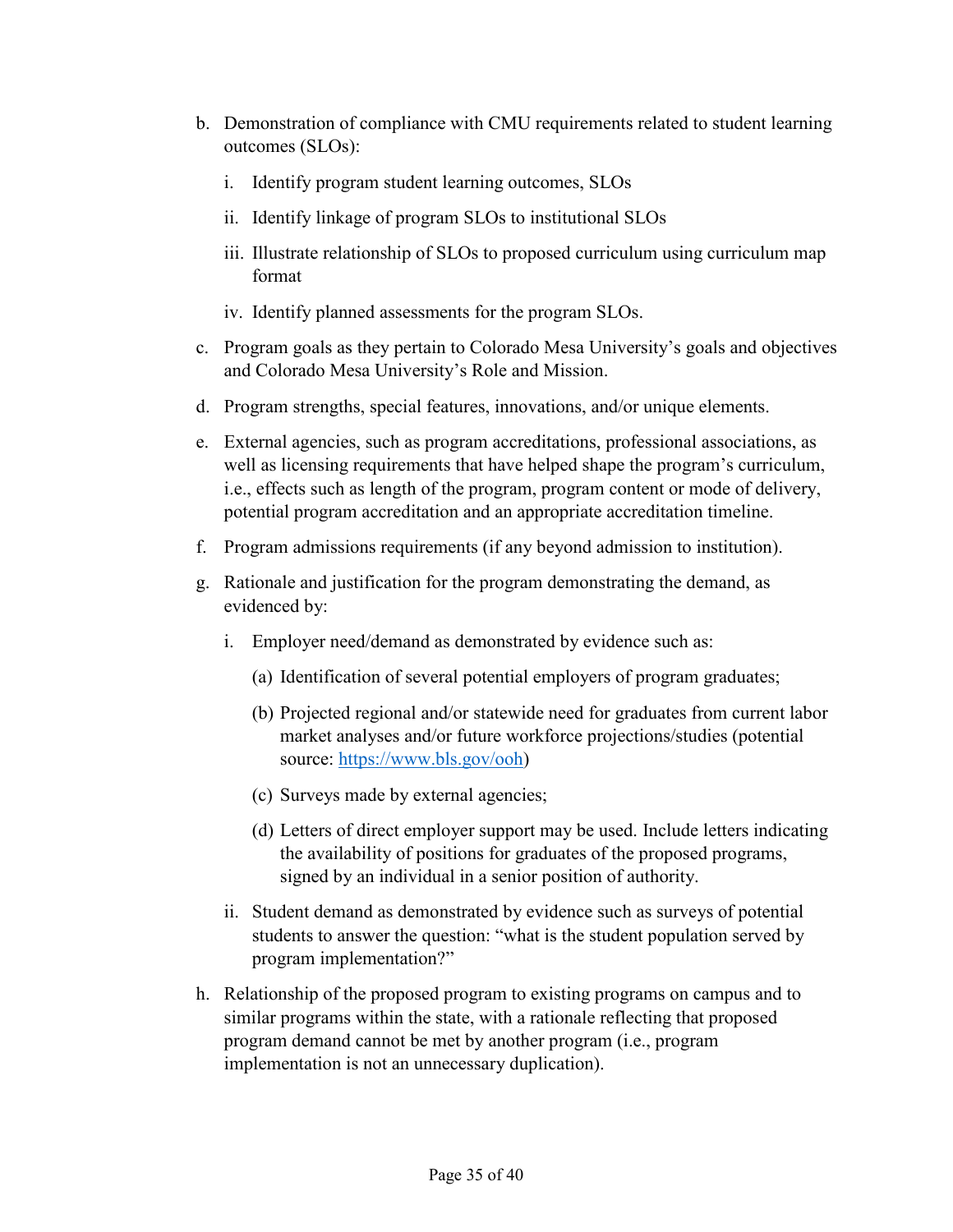b. Demonstration of compliance with CMU requirements related to student learning outcomes (SLOs):

   i. Identify program student learning outcomes, SLOs

   ii. Identify linkage of program SLOs to institutional SLOs

   iii. Illustrate relationship of SLOs to proposed curriculum using curriculum map format

   iv. Identify planned assessments for the program SLOs.

c. Program goals as they pertain to Colorado Mesa University's goals and objectives and Colorado Mesa University's Role and Mission.

d. Program strengths, special features, innovations, and/or unique elements.

e. External agencies, such as program accreditations, professional associations, as well as licensing requirements that have helped shape the program's curriculum, i.e., effects such as length of the program, program content or mode of delivery, potential program accreditation and an appropriate accreditation timeline.

f. Program admissions requirements (if any beyond admission to institution).

g. Rationale and justification for the program demonstrating the demand, as evidenced by:

   i. Employer need/demand as demonstrated by evidence such as:

      (a) Identification of several potential employers of program graduates;

      (b) Projected regional and/or statewide need for graduates from current labor market analyses and/or future workforce projections/studies (potential source: [https://www.bls.gov/ooh](https://www.bls.gov/ooh))

      (c) Surveys made by external agencies;

      (d) Letters of direct employer support may be used. Include letters indicating the availability of positions for graduates of the proposed programs, signed by an individual in a senior position of authority.

   ii. Student demand as demonstrated by evidence such as surveys of potential students to answer the question: "what is the student population served by program implementation?"

h. Relationship of the proposed program to existing programs on campus and to similar programs within the state, with a rationale reflecting that proposed program demand cannot be met by another program (i.e., program implementation is not an unnecessary duplication).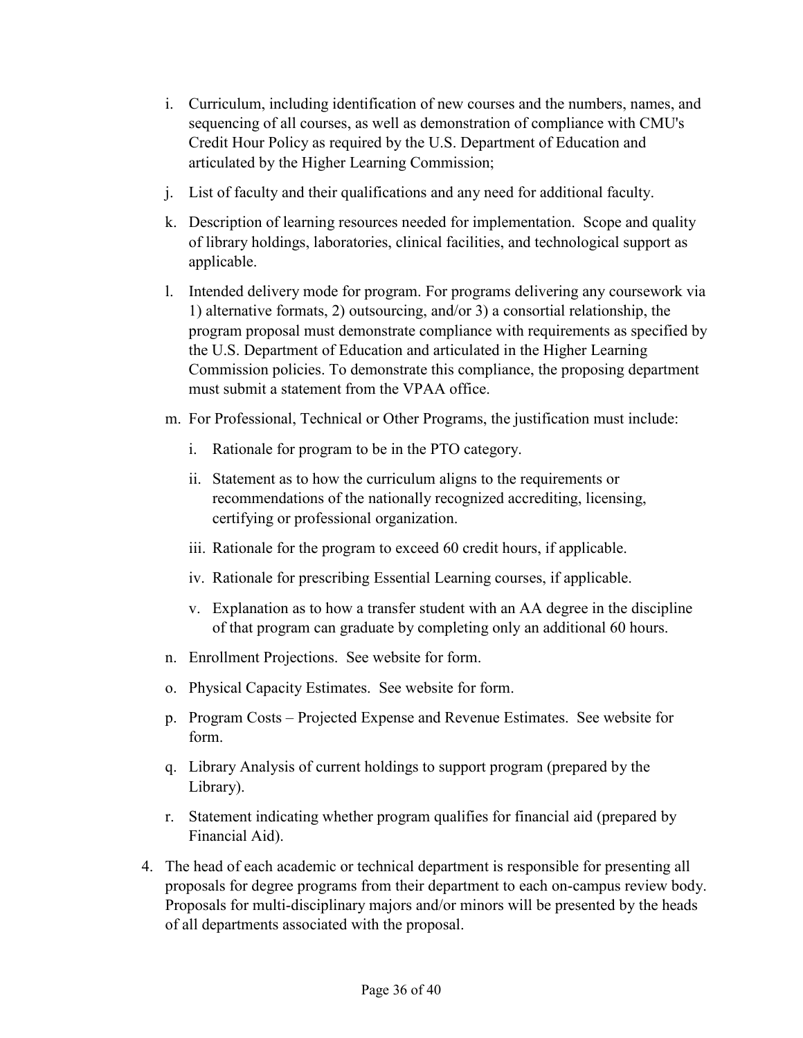i. Curriculum, including identification of new courses and the numbers, names, and sequencing of all courses, as well as demonstration of compliance with CMU's Credit Hour Policy as required by the U.S. Department of Education and articulated by the Higher Learning Commission;

j. List of faculty and their qualifications and any need for additional faculty.

k. Description of learning resources needed for implementation. Scope and quality of library holdings, laboratories, clinical facilities, and technological support as applicable.

l. Intended delivery mode for program. For programs delivering any coursework via 1) alternative formats, 2) outsourcing, and/or 3) a consortial relationship, the program proposal must demonstrate compliance with requirements as specified by the U.S. Department of Education and articulated in the Higher Learning Commission policies. To demonstrate this compliance, the proposing department must submit a statement from the VPAA office.

m. For Professional, Technical or Other Programs, the justification must include:

    i. Rationale for program to be in the PTO category.

    ii. Statement as to how the curriculum aligns to the requirements or recommendations of the nationally recognized accrediting, licensing, certifying or professional organization.

    iii. Rationale for the program to exceed 60 credit hours, if applicable.

    iv. Rationale for prescribing Essential Learning courses, if applicable.

    v. Explanation as to how a transfer student with an AA degree in the discipline of that program can graduate by completing only an additional 60 hours.

n. Enrollment Projections. See website for form.

o. Physical Capacity Estimates. See website for form.

p. Program Costs – Projected Expense and Revenue Estimates. See website for form.

q. Library Analysis of current holdings to support program (prepared by the Library).

r. Statement indicating whether program qualifies for financial aid (prepared by Financial Aid).

4. The head of each academic or technical department is responsible for presenting all proposals for degree programs from their department to each on-campus review body. Proposals for multi-disciplinary majors and/or minors will be presented by the heads of all departments associated with the proposal.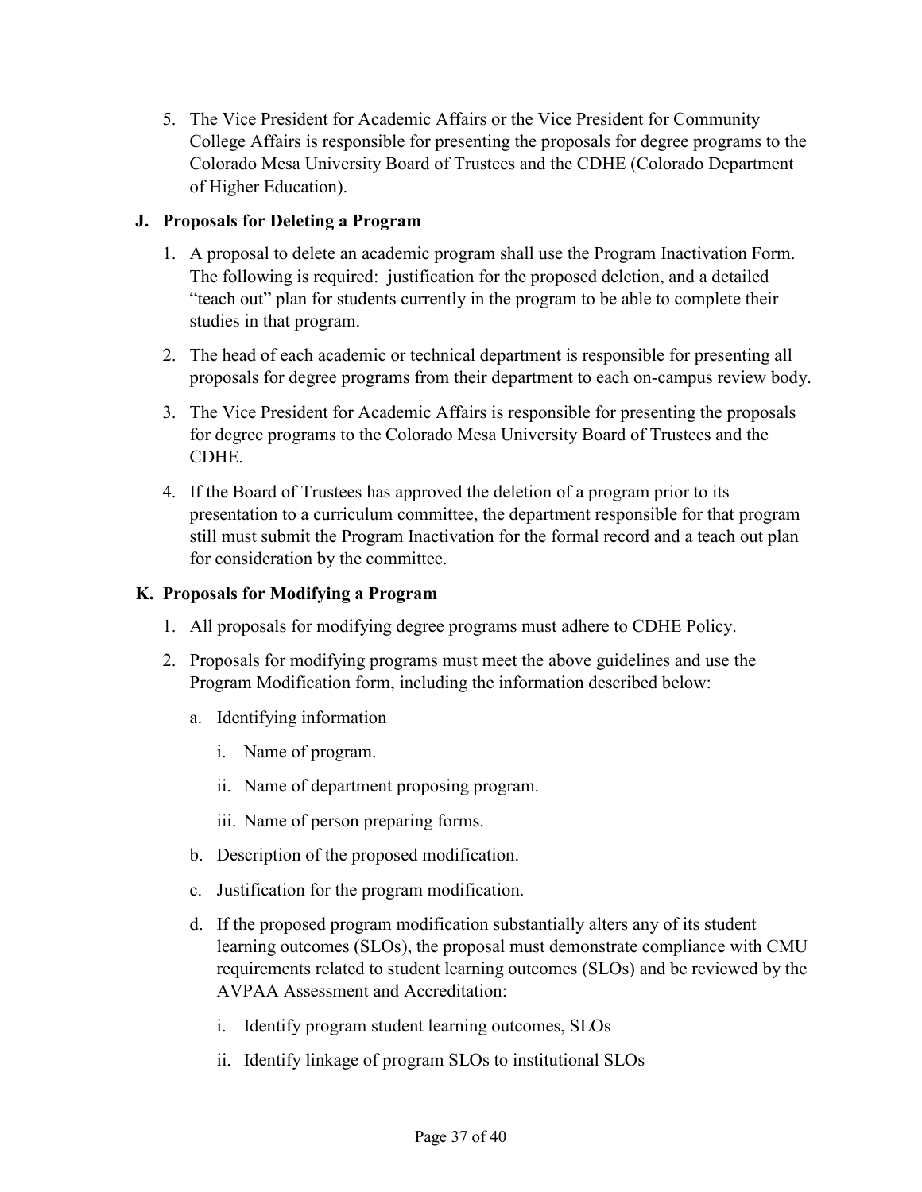5. The Vice President for Academic Affairs or the Vice President for Community College Affairs is responsible for presenting the proposals for degree programs to the Colorado Mesa University Board of Trustees and the CDHE (Colorado Department of Higher Education).

### J. Proposals for Deleting a Program

1. A proposal to delete an academic program shall use the Program Inactivation Form. The following is required: justification for the proposed deletion, and a detailed "teach out" plan for students currently in the program to be able to complete their studies in that program.
2. The head of each academic or technical department is responsible for presenting all proposals for degree programs from their department to each on-campus review body.
3. The Vice President for Academic Affairs is responsible for presenting the proposals for degree programs to the Colorado Mesa University Board of Trustees and the CDHE.
4. If the Board of Trustees has approved the deletion of a program prior to its presentation to a curriculum committee, the department responsible for that program still must submit the Program Inactivation for the formal record and a teach out plan for consideration by the committee.

### K. Proposals for Modifying a Program

1. All proposals for modifying degree programs must adhere to CDHE Policy.
2. Proposals for modifying programs must meet the above guidelines and use the Program Modification form, including the information described below:
   a. Identifying information
      i. Name of program.
      ii. Name of department proposing program.
      iii. Name of person preparing forms.
   b. Description of the proposed modification.
   c. Justification for the program modification.
   d. If the proposed program modification substantially alters any of its student learning outcomes (SLOs), the proposal must demonstrate compliance with CMU requirements related to student learning outcomes (SLOs) and be reviewed by the AVPAA Assessment and Accreditation:
      i. Identify program student learning outcomes, SLOs
      ii. Identify linkage of program SLOs to institutional SLOs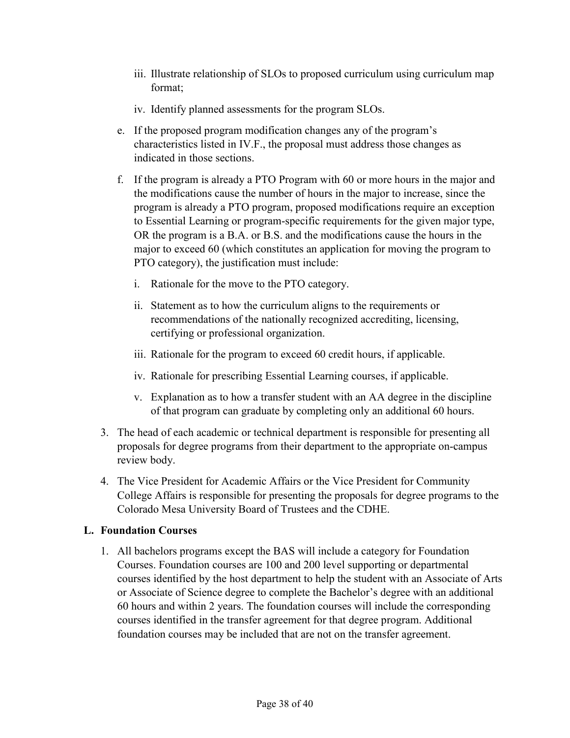iii. Illustrate relationship of SLOs to proposed curriculum using curriculum map format;

   iv. Identify planned assessments for the program SLOs.

   e. If the proposed program modification changes any of the program's characteristics listed in IV.F., the proposal must address those changes as indicated in those sections.

   f. If the program is already a PTO Program with 60 or more hours in the major and the modifications cause the number of hours in the major to increase, since the program is already a PTO program, proposed modifications require an exception to Essential Learning or program-specific requirements for the given major type, OR the program is a B.A. or B.S. and the modifications cause the hours in the major to exceed 60 (which constitutes an application for moving the program to PTO category), the justification must include:

      i. Rationale for the move to the PTO category.

      ii. Statement as to how the curriculum aligns to the requirements or recommendations of the nationally recognized accrediting, licensing, certifying or professional organization.

      iii. Rationale for the program to exceed 60 credit hours, if applicable.

      iv. Rationale for prescribing Essential Learning courses, if applicable.

      v. Explanation as to how a transfer student with an AA degree in the discipline of that program can graduate by completing only an additional 60 hours.

3. The head of each academic or technical department is responsible for presenting all proposals for degree programs from their department to the appropriate on-campus review body.

4. The Vice President for Academic Affairs or the Vice President for Community College Affairs is responsible for presenting the proposals for degree programs to the Colorado Mesa University Board of Trustees and the CDHE.

**L. Foundation Courses**

1. All bachelors programs except the BAS will include a category for Foundation Courses. Foundation courses are 100 and 200 level supporting or departmental courses identified by the host department to help the student with an Associate of Arts or Associate of Science degree to complete the Bachelor's degree with an additional 60 hours and within 2 years. The foundation courses will include the corresponding courses identified in the transfer agreement for that degree program. Additional foundation courses may be included that are not on the transfer agreement.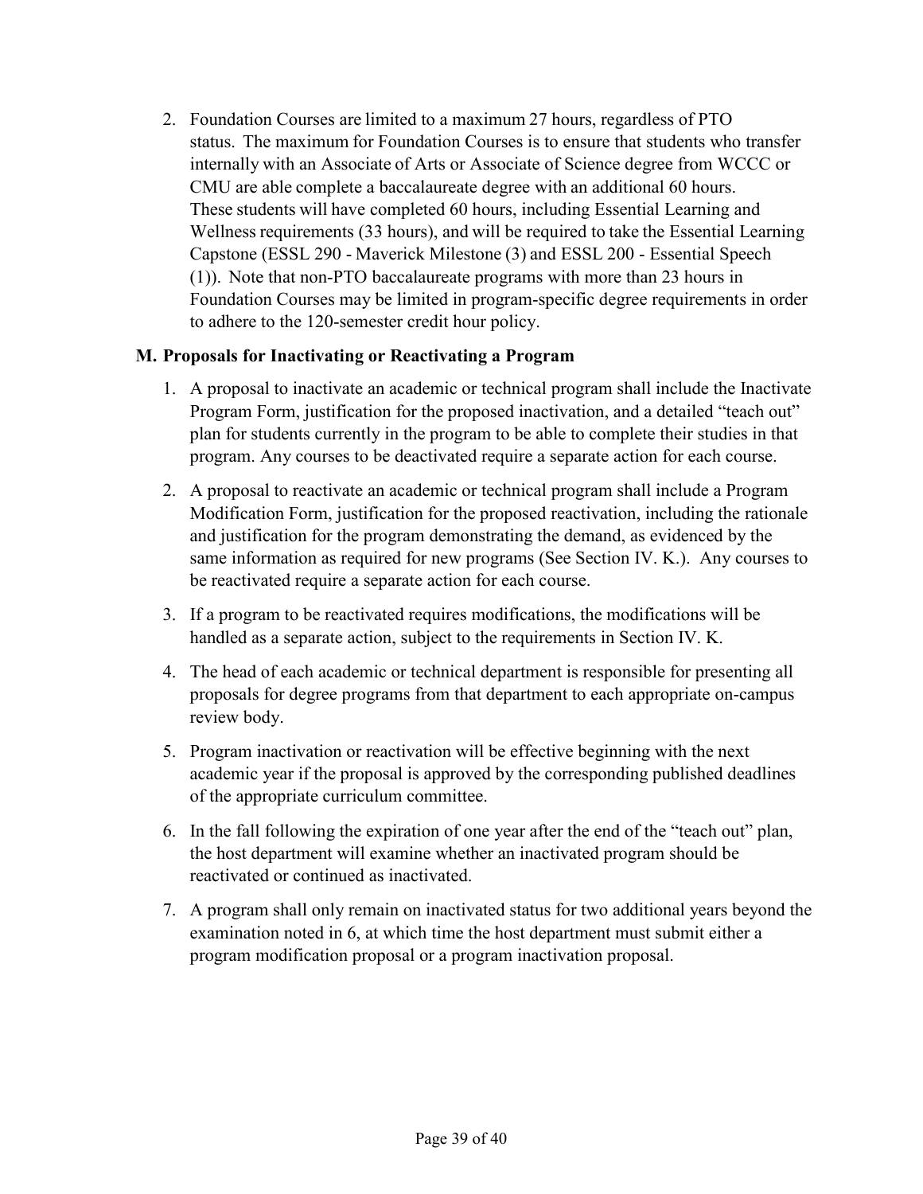2. Foundation Courses are limited to a maximum 27 hours, regardless of PTO status. The maximum for Foundation Courses is to ensure that students who transfer internally with an Associate of Arts or Associate of Science degree from WCCC or CMU are able complete a baccalaureate degree with an additional 60 hours. These students will have completed 60 hours, including Essential Learning and Wellness requirements (33 hours), and will be required to take the Essential Learning Capstone (ESSL 290 - Maverick Milestone (3) and ESSL 200 - Essential Speech (1)). Note that non-PTO baccalaureate programs with more than 23 hours in Foundation Courses may be limited in program-specific degree requirements in order to adhere to the 120-semester credit hour policy.

### M. Proposals for Inactivating or Reactivating a Program

1. A proposal to inactivate an academic or technical program shall include the Inactivate Program Form, justification for the proposed inactivation, and a detailed "teach out" plan for students currently in the program to be able to complete their studies in that program. Any courses to be deactivated require a separate action for each course.
2. A proposal to reactivate an academic or technical program shall include a Program Modification Form, justification for the proposed reactivation, including the rationale and justification for the program demonstrating the demand, as evidenced by the same information as required for new programs (See Section IV. K.). Any courses to be reactivated require a separate action for each course.
3. If a program to be reactivated requires modifications, the modifications will be handled as a separate action, subject to the requirements in Section IV. K.
4. The head of each academic or technical department is responsible for presenting all proposals for degree programs from that department to each appropriate on-campus review body.
5. Program inactivation or reactivation will be effective beginning with the next academic year if the proposal is approved by the corresponding published deadlines of the appropriate curriculum committee.
6. In the fall following the expiration of one year after the end of the "teach out" plan, the host department will examine whether an inactivated program should be reactivated or continued as inactivated.
7. A program shall only remain on inactivated status for two additional years beyond the examination noted in 6, at which time the host department must submit either a program modification proposal or a program inactivation proposal.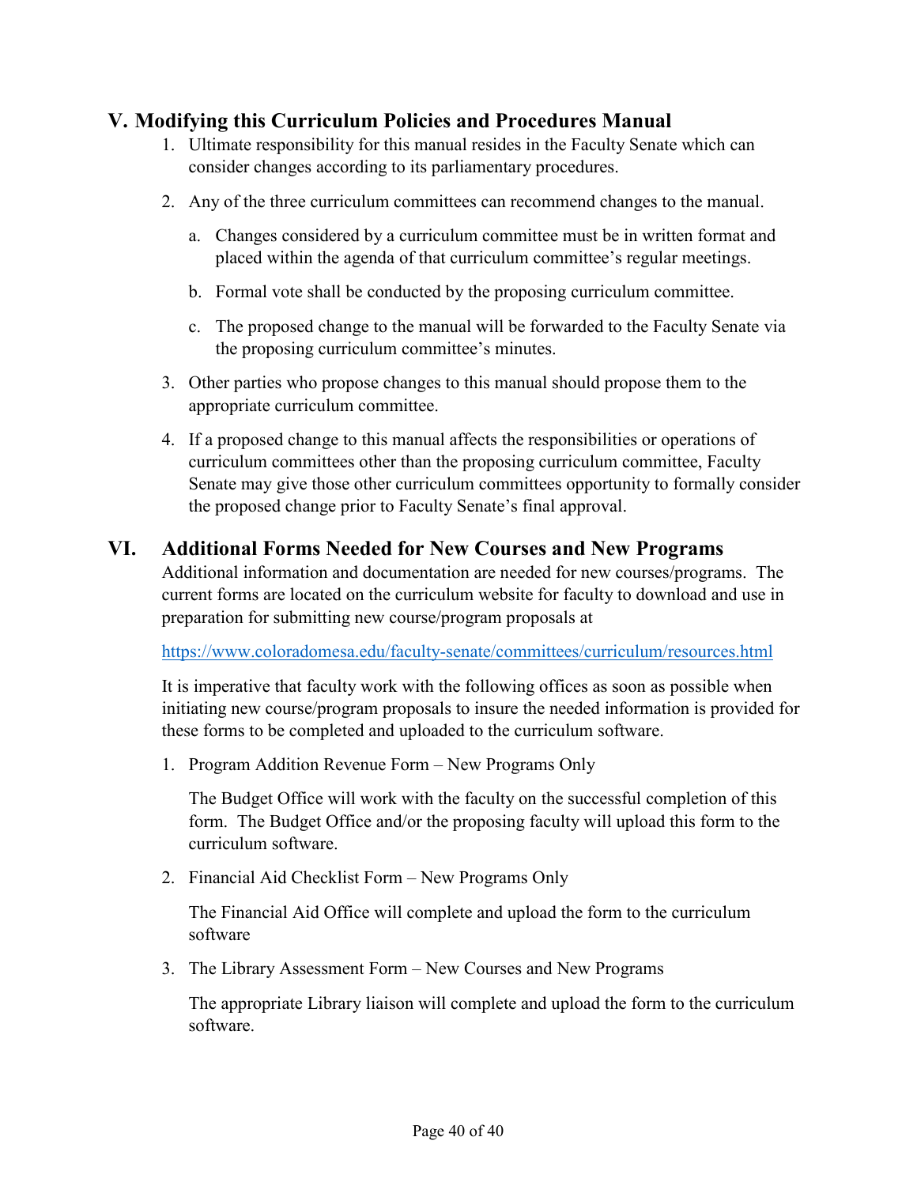## V. Modifying this Curriculum Policies and Procedures Manual

1. Ultimate responsibility for this manual resides in the Faculty Senate which can consider changes according to its parliamentary procedures.
2. Any of the three curriculum committees can recommend changes to the manual.
   a. Changes considered by a curriculum committee must be in written format and placed within the agenda of that curriculum committee's regular meetings.
   b. Formal vote shall be conducted by the proposing curriculum committee.
   c. The proposed change to the manual will be forwarded to the Faculty Senate via the proposing curriculum committee's minutes.
3. Other parties who propose changes to this manual should propose them to the appropriate curriculum committee.
4. If a proposed change to this manual affects the responsibilities or operations of curriculum committees other than the proposing curriculum committee, Faculty Senate may give those other curriculum committees opportunity to formally consider the proposed change prior to Faculty Senate's final approval.

## VI. Additional Forms Needed for New Courses and New Programs

Additional information and documentation are needed for new courses/programs. The current forms are located on the curriculum website for faculty to download and use in preparation for submitting new course/program proposals at

https://www.coloradomesa.edu/faculty-senate/committees/curriculum/resources.html

It is imperative that faculty work with the following offices as soon as possible when initiating new course/program proposals to insure the needed information is provided for these forms to be completed and uploaded to the curriculum software.

1. Program Addition Revenue Form – New Programs Only

   The Budget Office will work with the faculty on the successful completion of this form. The Budget Office and/or the proposing faculty will upload this form to the curriculum software.

2. Financial Aid Checklist Form – New Programs Only

   The Financial Aid Office will complete and upload the form to the curriculum software

3. The Library Assessment Form – New Courses and New Programs

   The appropriate Library liaison will complete and upload the form to the curriculum software.